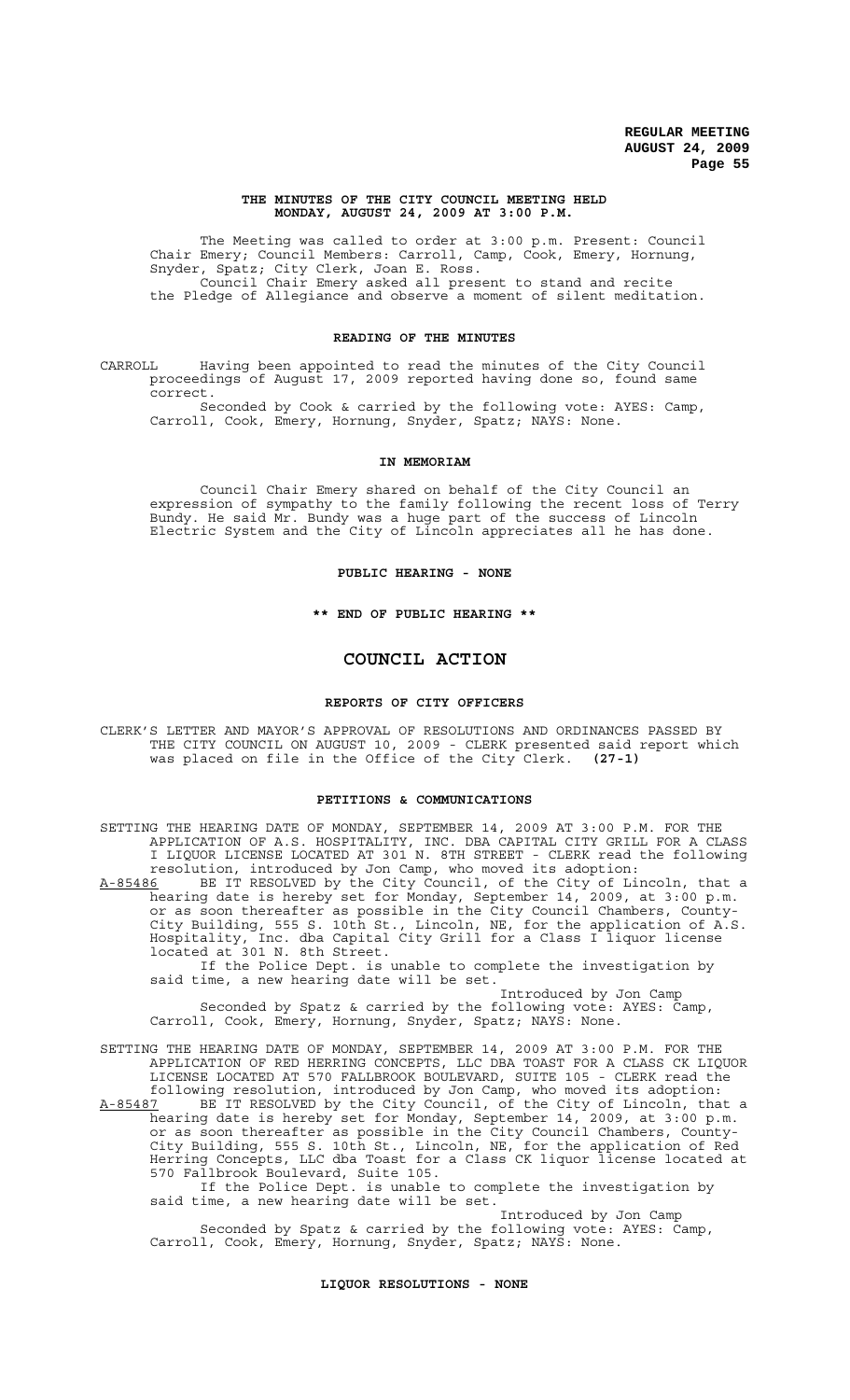# THE MINUTES OF THE CITY COUNCIL MEETING HELD MONDAY, AUGUST 24, 2009 AT 3:00 P.M.

The Meeting was called to order at 3:00 p.m. Present: Council Chair Emery; Council Members: Carroll, Camp, Cook, Emery, Hornung, Snyder, Spatz; City Clerk, Joan E. Ross.

Council Chair Emery asked all present to stand and recite the Pledge of Allegiance and observe a moment of silent meditation.

## READING OF THE MINUTES

CARROLL Having been appointed to read the minutes of the City Council proceedings of August 17, 2009 reported having done so, found same correct.

Seconded by Cook & carried by the following vote: AYES: Camp, Carroll, Cook, Emery, Hornung, Snyder, Spatz; NAYS: None.

## IN MEMORIAM

Council Chair Emery shared on behalf of the City Council an expression of sympathy to the family following the recent loss of Terry Bundy. He said Mr. Bundy was a huge part of the success of Lincoln Electric System and the City of Lincoln appreciates all he has done.

## PUBLIC HEARING - NONE

## ** END OF PUBLIC HEARING **

# COUNCIL ACTION

## REPORTS OF CITY OFFICERS

CLERK'S LETTER AND MAYOR'S APPROVAL OF RESOLUTIONS AND ORDINANCES PASSED BY THE CITY COUNCIL ON AUGUST 10, 2009 - CLERK presented said report which was placed on file in the Office of the City Clerk. **(27-1)**

## PETITIONS & COMMUNICATIONS

SETTING THE HEARING DATE OF MONDAY, SEPTEMBER 14, 2009 AT 3:00 P.M. FOR THE APPLICATION OF A.S. HOSPITALITY, INC. DBA CAPITAL CITY GRILL FOR A CLASS I LIQUOR LICENSE LOCATED AT 301 N. 8TH STREET - CLERK read the following resolution, introduced by Jon Camp, who moved its adoption:

A-85486 BE IT RESOLVED by the City Council, of the City of Lincoln, that a hearing date is hereby set for Monday, September 14, 2009, at 3:00 p.m. or as soon thereafter as possible in the City Council Chambers, County-City Building, 555 S. 10th St., Lincoln, NE, for the application of A.S. Hospitality, Inc. dba Capital City Grill for a Class I liquor license located at 301 N. 8th Street.

If the Police Dept. is unable to complete the investigation by said time, a new hearing date will be set.

Introduced by Jon Camp

Seconded by Spatz & carried by the following vote: AYES: Camp, Carroll, Cook, Emery, Hornung, Snyder, Spatz; NAYS: None.

SETTING THE HEARING DATE OF MONDAY, SEPTEMBER 14, 2009 AT 3:00 P.M. FOR THE APPLICATION OF RED HERRING CONCEPTS, LLC DBA TOAST FOR A CLASS CK LIQUOR LICENSE LOCATED AT 570 FALLBROOK BOULEVARD, SUITE 105 - CLERK read the following resolution, introduced by Jon Camp, who moved its adoption:

A-85487 BE IT RESOLVED by the City Council, of the City of Lincoln, that a hearing date is hereby set for Monday, September 14, 2009, at 3:00 p.m. or as soon thereafter as possible in the City Council Chambers, County-City Building, 555 S. 10th St., Lincoln, NE, for the application of Red Herring Concepts, LLC dba Toast for a Class CK liquor license located at 570 Fallbrook Boulevard, Suite 105.

If the Police Dept. is unable to complete the investigation by said time, a new hearing date will be set.

Introduced by Jon Camp

Seconded by Spatz & carried by the following vote: AYES: Camp, Carroll, Cook, Emery, Hornung, Snyder, Spatz; NAYS: None.

## LIQUOR RESOLUTIONS - NONE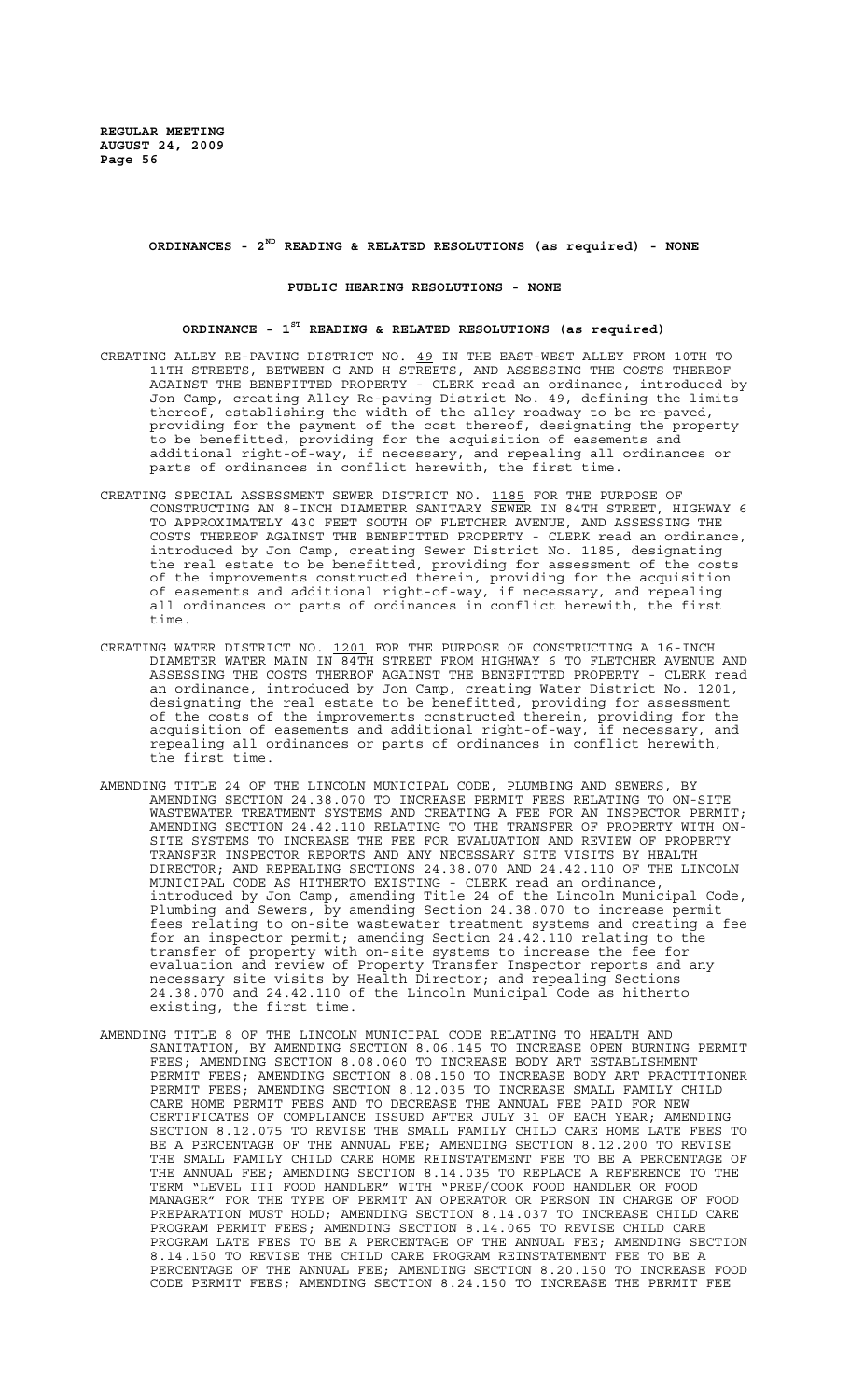**ORDINANCES - 2[ND] READING & RELATED RESOLUTIONS (as required) - NONE**

**PUBLIC HEARING RESOLUTIONS - NONE**

**ORDINANCE - 1[ST] READING & RELATED RESOLUTIONS (as required)**

CREATING ALLEY RE-PAVING DISTRICT NO. 49 IN THE EAST-WEST ALLEY FROM 10TH TO 11TH STREETS, BETWEEN G AND H STREETS, AND ASSESSING THE COSTS THEREOF AGAINST THE BENEFITTED PROPERTY - CLERK read an ordinance, introduced by Jon Camp, creating Alley Re-paving District No. 49, defining the limits thereof, establishing the width of the alley roadway to be re-paved, providing for the payment of the cost thereof, designating the property to be benefitted, providing for the acquisition of easements and additional right-of-way, if necessary, and repealing all ordinances or parts of ordinances in conflict herewith, the first time.

CREATING SPECIAL ASSESSMENT SEWER DISTRICT NO. 1185 FOR THE PURPOSE OF CONSTRUCTING AN 8-INCH DIAMETER SANITARY SEWER IN 84TH STREET, HIGHWAY 6 TO APPROXIMATELY 430 FEET SOUTH OF FLETCHER AVENUE, AND ASSESSING THE COSTS THEREOF AGAINST THE BENEFITTED PROPERTY - CLERK read an ordinance, introduced by Jon Camp, creating Sewer District No. 1185, designating the real estate to be benefitted, providing for assessment of the costs of the improvements constructed therein, providing for the acquisition of easements and additional right-of-way, if necessary, and repealing all ordinances or parts of ordinances in conflict herewith, the first time.

CREATING WATER DISTRICT NO. 1201 FOR THE PURPOSE OF CONSTRUCTING A 16-INCH DIAMETER WATER MAIN IN 84TH STREET FROM HIGHWAY 6 TO FLETCHER AVENUE AND ASSESSING THE COSTS THEREOF AGAINST THE BENEFITTED PROPERTY - CLERK read an ordinance, introduced by Jon Camp, creating Water District No. 1201, designating the real estate to be benefitted, providing for assessment of the costs of the improvements constructed therein, providing for the acquisition of easements and additional right-of-way, if necessary, and repealing all ordinances or parts of ordinances in conflict herewith, the first time.

AMENDING TITLE 24 OF THE LINCOLN MUNICIPAL CODE, PLUMBING AND SEWERS, BY AMENDING SECTION 24.38.070 TO INCREASE PERMIT FEES RELATING TO ON-SITE WASTEWATER TREATMENT SYSTEMS AND CREATING A FEE FOR AN INSPECTOR PERMIT; AMENDING SECTION 24.42.110 RELATING TO THE TRANSFER OF PROPERTY WITH ON-SITE SYSTEMS TO INCREASE THE FEE FOR EVALUATION AND REVIEW OF PROPERTY TRANSFER INSPECTOR REPORTS AND ANY NECESSARY SITE VISITS BY HEALTH DIRECTOR; AND REPEALING SECTIONS 24.38.070 AND 24.42.110 OF THE LINCOLN MUNICIPAL CODE AS HITHERTO EXISTING - CLERK read an ordinance, introduced by Jon Camp, amending Title 24 of the Lincoln Municipal Code, Plumbing and Sewers, by amending Section 24.38.070 to increase permit fees relating to on-site wastewater treatment systems and creating a fee for an inspector permit; amending Section 24.42.110 relating to the transfer of property with on-site systems to increase the fee for evaluation and review of Property Transfer Inspector reports and any necessary site visits by Health Director; and repealing Sections 24.38.070 and 24.42.110 of the Lincoln Municipal Code as hitherto existing, the first time.

AMENDING TITLE 8 OF THE LINCOLN MUNICIPAL CODE RELATING TO HEALTH AND SANITATION, BY AMENDING SECTION 8.06.145 TO INCREASE OPEN BURNING PERMIT FEES; AMENDING SECTION 8.08.060 TO INCREASE BODY ART ESTABLISHMENT PERMIT FEES; AMENDING SECTION 8.08.150 TO INCREASE BODY ART PRACTITIONER PERMIT FEES; AMENDING SECTION 8.12.035 TO INCREASE SMALL FAMILY CHILD CARE HOME PERMIT FEES AND TO DECREASE THE ANNUAL FEE PAID FOR NEW CERTIFICATES OF COMPLIANCE ISSUED AFTER JULY 31 OF EACH YEAR; AMENDING SECTION 8.12.075 TO REVISE THE SMALL FAMILY CHILD CARE HOME LATE FEES TO BE A PERCENTAGE OF THE ANNUAL FEE; AMENDING SECTION 8.12.200 TO REVISE THE SMALL FAMILY CHILD CARE HOME REINSTATEMENT FEE TO BE A PERCENTAGE OF THE ANNUAL FEE; AMENDING SECTION 8.14.035 TO REPLACE A REFERENCE TO THE TERM "LEVEL III FOOD HANDLER" WITH "PREP/COOK FOOD HANDLER OR FOOD MANAGER" FOR THE TYPE OF PERMIT AN OPERATOR OR PERSON IN CHARGE OF FOOD PREPARATION MUST HOLD; AMENDING SECTION 8.14.037 TO INCREASE CHILD CARE PROGRAM PERMIT FEES; AMENDING SECTION 8.14.065 TO REVISE CHILD CARE PROGRAM LATE FEES TO BE A PERCENTAGE OF THE ANNUAL FEE; AMENDING SECTION 8.14.150 TO REVISE THE CHILD CARE PROGRAM REINSTATEMENT FEE TO BE A PERCENTAGE OF THE ANNUAL FEE; AMENDING SECTION 8.20.150 TO INCREASE FOOD CODE PERMIT FEES; AMENDING SECTION 8.24.150 TO INCREASE THE PERMIT FEE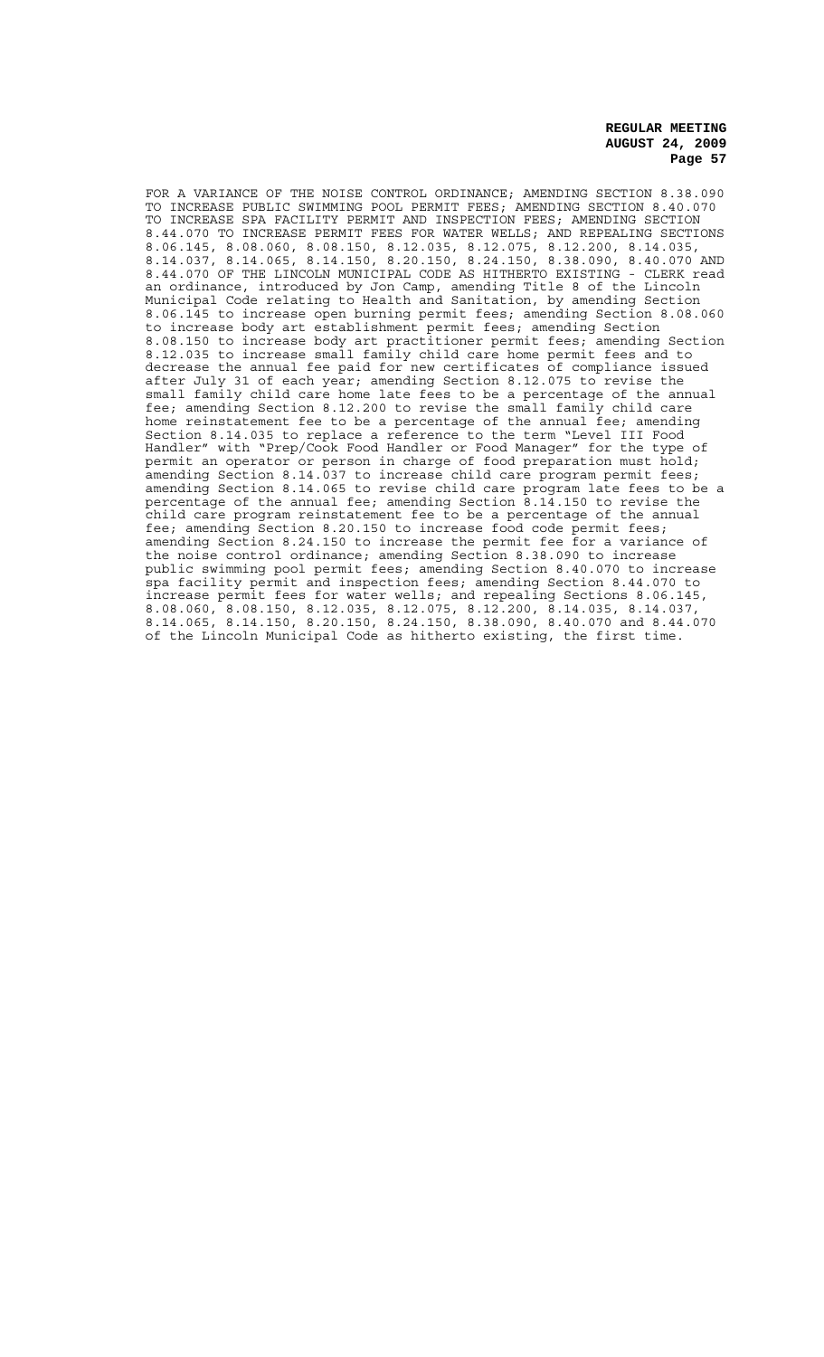FOR A VARIANCE OF THE NOISE CONTROL ORDINANCE; AMENDING SECTION 8.38.090 TO INCREASE PUBLIC SWIMMING POOL PERMIT FEES; AMENDING SECTION 8.40.070 TO INCREASE SPA FACILITY PERMIT AND INSPECTION FEES; AMENDING SECTION 8.44.070 TO INCREASE PERMIT FEES FOR WATER WELLS; AND REPEALING SECTIONS 8.06.145, 8.08.060, 8.08.150, 8.12.035, 8.12.075, 8.12.200, 8.14.035, 8.14.037, 8.14.065, 8.14.150, 8.20.150, 8.24.150, 8.38.090, 8.40.070 AND 8.44.070 OF THE LINCOLN MUNICIPAL CODE AS HITHERTO EXISTING - CLERK read an ordinance, introduced by Jon Camp, amending Title 8 of the Lincoln Municipal Code relating to Health and Sanitation, by amending Section 8.06.145 to increase open burning permit fees; amending Section 8.08.060 to increase body art establishment permit fees; amending Section 8.08.150 to increase body art practitioner permit fees; amending Section 8.12.035 to increase small family child care home permit fees and to decrease the annual fee paid for new certificates of compliance issued after July 31 of each year; amending Section 8.12.075 to revise the small family child care home late fees to be a percentage of the annual fee; amending Section 8.12.200 to revise the small family child care home reinstatement fee to be a percentage of the annual fee; amending Section 8.14.035 to replace a reference to the term "Level III Food Handler" with "Prep/Cook Food Handler or Food Manager" for the type of permit an operator or person in charge of food preparation must hold; amending Section 8.14.037 to increase child care program permit fees; amending Section 8.14.065 to revise child care program late fees to be a percentage of the annual fee; amending Section 8.14.150 to revise the child care program reinstatement fee to be a percentage of the annual fee; amending Section 8.20.150 to increase food code permit fees; amending Section 8.24.150 to increase the permit fee for a variance of the noise control ordinance; amending Section 8.38.090 to increase public swimming pool permit fees; amending Section 8.40.070 to increase spa facility permit and inspection fees; amending Section 8.44.070 to increase permit fees for water wells; and repealing Sections 8.06.145, 8.08.060, 8.08.150, 8.12.035, 8.12.075, 8.12.200, 8.14.035, 8.14.037, 8.14.065, 8.14.150, 8.20.150, 8.24.150, 8.38.090, 8.40.070 and 8.44.070 of the Lincoln Municipal Code as hitherto existing, the first time.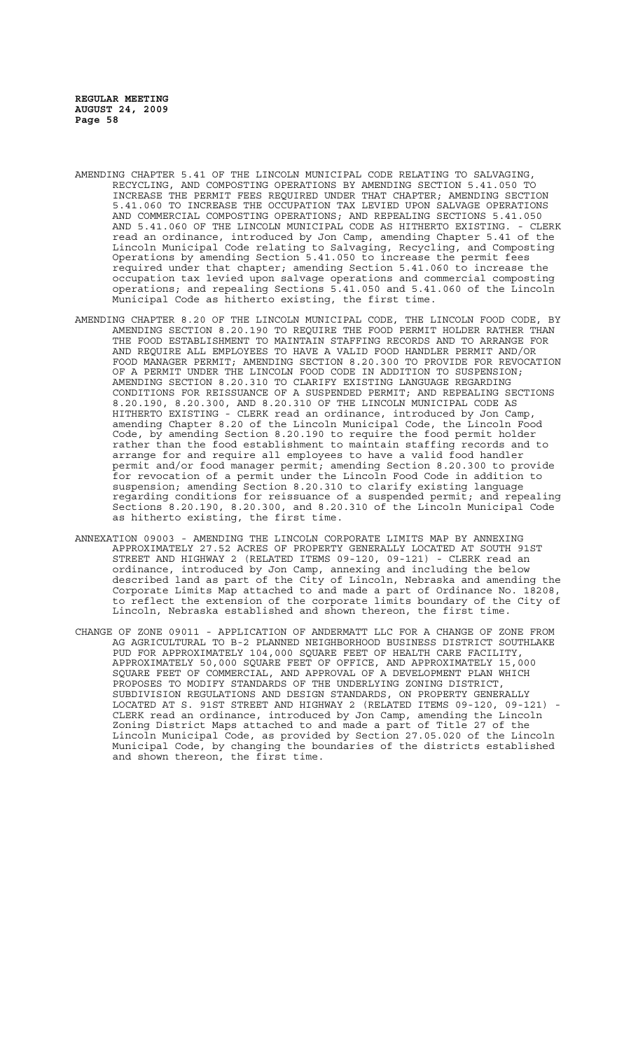AMENDING CHAPTER 5.41 OF THE LINCOLN MUNICIPAL CODE RELATING TO SALVAGING, RECYCLING, AND COMPOSTING OPERATIONS BY AMENDING SECTION 5.41.050 TO INCREASE THE PERMIT FEES REQUIRED UNDER THAT CHAPTER; AMENDING SECTION 5.41.060 TO INCREASE THE OCCUPATION TAX LEVIED UPON SALVAGE OPERATIONS AND COMMERCIAL COMPOSTING OPERATIONS; AND REPEALING SECTIONS 5.41.050 AND 5.41.060 OF THE LINCOLN MUNICIPAL CODE AS HITHERTO EXISTING. - CLERK read an ordinance, introduced by Jon Camp, amending Chapter 5.41 of the Lincoln Municipal Code relating to Salvaging, Recycling, and Composting Operations by amending Section 5.41.050 to increase the permit fees required under that chapter; amending Section 5.41.060 to increase the occupation tax levied upon salvage operations and commercial composting operations; and repealing Sections 5.41.050 and 5.41.060 of the Lincoln Municipal Code as hitherto existing, the first time.

AMENDING CHAPTER 8.20 OF THE LINCOLN MUNICIPAL CODE, THE LINCOLN FOOD CODE, BY AMENDING SECTION 8.20.190 TO REQUIRE THE FOOD PERMIT HOLDER RATHER THAN THE FOOD ESTABLISHMENT TO MAINTAIN STAFFING RECORDS AND TO ARRANGE FOR AND REQUIRE ALL EMPLOYEES TO HAVE A VALID FOOD HANDLER PERMIT AND/OR FOOD MANAGER PERMIT; AMENDING SECTION 8.20.300 TO PROVIDE FOR REVOCATION OF A PERMIT UNDER THE LINCOLN FOOD CODE IN ADDITION TO SUSPENSION; AMENDING SECTION 8.20.310 TO CLARIFY EXISTING LANGUAGE REGARDING CONDITIONS FOR REISSUANCE OF A SUSPENDED PERMIT; AND REPEALING SECTIONS 8.20.190, 8.20.300, AND 8.20.310 OF THE LINCOLN MUNICIPAL CODE AS HITHERTO EXISTING - CLERK read an ordinance, introduced by Jon Camp, amending Chapter 8.20 of the Lincoln Municipal Code, the Lincoln Food Code, by amending Section 8.20.190 to require the food permit holder rather than the food establishment to maintain staffing records and to arrange for and require all employees to have a valid food handler permit and/or food manager permit; amending Section 8.20.300 to provide for revocation of a permit under the Lincoln Food Code in addition to suspension; amending Section 8.20.310 to clarify existing language regarding conditions for reissuance of a suspended permit; and repealing Sections 8.20.190, 8.20.300, and 8.20.310 of the Lincoln Municipal Code as hitherto existing, the first time.

ANNEXATION 09003 - AMENDING THE LINCOLN CORPORATE LIMITS MAP BY ANNEXING APPROXIMATELY 27.52 ACRES OF PROPERTY GENERALLY LOCATED AT SOUTH 91ST STREET AND HIGHWAY 2 (RELATED ITEMS 09-120, 09-121) - CLERK read an ordinance, introduced by Jon Camp, annexing and including the below described land as part of the City of Lincoln, Nebraska and amending the Corporate Limits Map attached to and made a part of Ordinance No. 18208, to reflect the extension of the corporate limits boundary of the City of Lincoln, Nebraska established and shown thereon, the first time.

CHANGE OF ZONE 09011 - APPLICATION OF ANDERMATT LLC FOR A CHANGE OF ZONE FROM AG AGRICULTURAL TO B-2 PLANNED NEIGHBORHOOD BUSINESS DISTRICT SOUTHLAKE PUD FOR APPROXIMATELY 104,000 SQUARE FEET OF HEALTH CARE FACILITY, APPROXIMATELY 50,000 SQUARE FEET OF OFFICE, AND APPROXIMATELY 15,000 SQUARE FEET OF COMMERCIAL, AND APPROVAL OF A DEVELOPMENT PLAN WHICH PROPOSES TO MODIFY STANDARDS OF THE UNDERLYING ZONING DISTRICT, SUBDIVISION REGULATIONS AND DESIGN STANDARDS, ON PROPERTY GENERALLY LOCATED AT S. 91ST STREET AND HIGHWAY 2 (RELATED ITEMS 09-120, 09-121) - CLERK read an ordinance, introduced by Jon Camp, amending the Lincoln Zoning District Maps attached to and made a part of Title 27 of the Lincoln Municipal Code, as provided by Section 27.05.020 of the Lincoln Municipal Code, by changing the boundaries of the districts established and shown thereon, the first time.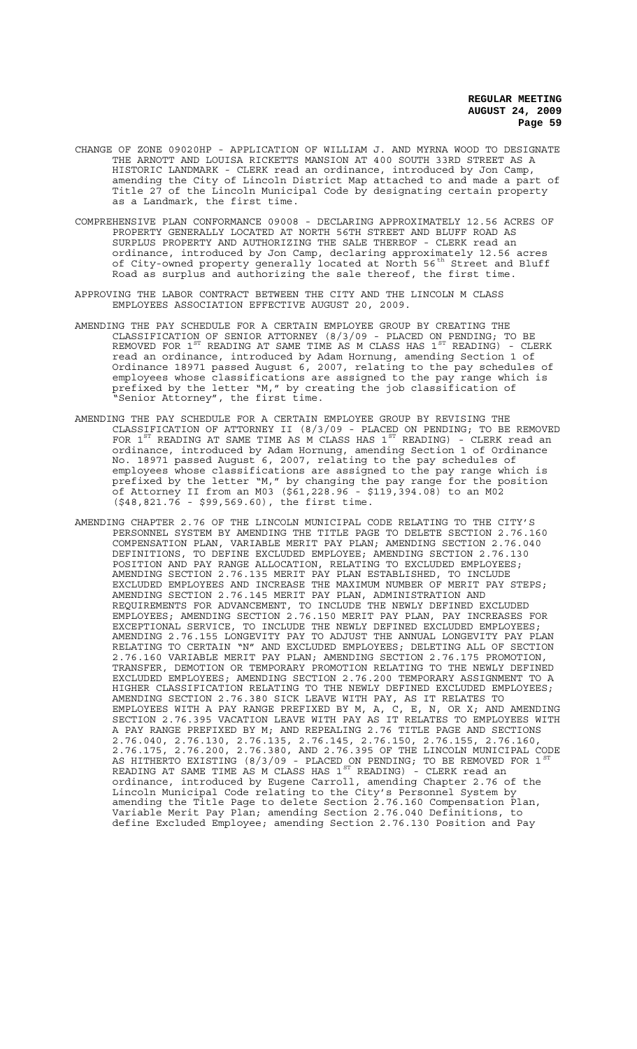CHANGE OF ZONE 09020HP - APPLICATION OF WILLIAM J. AND MYRNA WOOD TO DESIGNATE THE ARNOTT AND LOUISA RICKETTS MANSION AT 400 SOUTH 33RD STREET AS A HISTORIC LANDMARK - CLERK read an ordinance, introduced by Jon Camp, amending the City of Lincoln District Map attached to and made a part of Title 27 of the Lincoln Municipal Code by designating certain property as a Landmark, the first time.

COMPREHENSIVE PLAN CONFORMANCE 09008 - DECLARING APPROXIMATELY 12.56 ACRES OF PROPERTY GENERALLY LOCATED AT NORTH 56TH STREET AND BLUFF ROAD AS SURPLUS PROPERTY AND AUTHORIZING THE SALE THEREOF - CLERK read an ordinance, introduced by Jon Camp, declaring approximately 12.56 acres of City-owned property generally located at North 56th Street and Bluff Road as surplus and authorizing the sale thereof, the first time.

APPROVING THE LABOR CONTRACT BETWEEN THE CITY AND THE LINCOLN M CLASS EMPLOYEES ASSOCIATION EFFECTIVE AUGUST 20, 2009.

AMENDING THE PAY SCHEDULE FOR A CERTAIN EMPLOYEE GROUP BY CREATING THE CLASSIFICATION OF SENIOR ATTORNEY (8/3/09 - PLACED ON PENDING; TO BE REMOVED FOR 1ST READING AT SAME TIME AS M CLASS HAS 1ST READING) - CLERK read an ordinance, introduced by Adam Hornung, amending Section 1 of Ordinance 18971 passed August 6, 2007, relating to the pay schedules of employees whose classifications are assigned to the pay range which is prefixed by the letter "M," by creating the job classification of "Senior Attorney", the first time.

AMENDING THE PAY SCHEDULE FOR A CERTAIN EMPLOYEE GROUP BY REVISING THE CLASSIFICATION OF ATTORNEY II (8/3/09 - PLACED ON PENDING; TO BE REMOVED FOR 1ST READING AT SAME TIME AS M CLASS HAS 1ST READING) - CLERK read an ordinance, introduced by Adam Hornung, amending Section 1 of Ordinance No. 18971 passed August 6, 2007, relating to the pay schedules of employees whose classifications are assigned to the pay range which is prefixed by the letter "M," by changing the pay range for the position of Attorney II from an M03 ($61,228.96 - $119,394.08) to an M02 ($48,821.76 - $99,569.60), the first time.

AMENDING CHAPTER 2.76 OF THE LINCOLN MUNICIPAL CODE RELATING TO THE CITY'S PERSONNEL SYSTEM BY AMENDING THE TITLE PAGE TO DELETE SECTION 2.76.160 COMPENSATION PLAN, VARIABLE MERIT PAY PLAN; AMENDING SECTION 2.76.040 DEFINITIONS, TO DEFINE EXCLUDED EMPLOYEE; AMENDING SECTION 2.76.130 POSITION AND PAY RANGE ALLOCATION, RELATING TO EXCLUDED EMPLOYEES; AMENDING SECTION 2.76.135 MERIT PAY PLAN ESTABLISHED, TO INCLUDE EXCLUDED EMPLOYEES AND INCREASE THE MAXIMUM NUMBER OF MERIT PAY STEPS; AMENDING SECTION 2.76.145 MERIT PAY PLAN, ADMINISTRATION AND REQUIREMENTS FOR ADVANCEMENT, TO INCLUDE THE NEWLY DEFINED EXCLUDED EMPLOYEES; AMENDING SECTION 2.76.150 MERIT PAY PLAN, PAY INCREASES FOR EXCEPTIONAL SERVICE, TO INCLUDE THE NEWLY DEFINED EXCLUDED EMPLOYEES; AMENDING 2.76.155 LONGEVITY PAY TO ADJUST THE ANNUAL LONGEVITY PAY PLAN RELATING TO CERTAIN "N" AND EXCLUDED EMPLOYEES; DELETING ALL OF SECTION 2.76.160 VARIABLE MERIT PAY PLAN; AMENDING SECTION 2.76.175 PROMOTION, TRANSFER, DEMOTION OR TEMPORARY PROMOTION RELATING TO THE NEWLY DEFINED EXCLUDED EMPLOYEES; AMENDING SECTION 2.76.200 TEMPORARY ASSIGNMENT TO A HIGHER CLASSIFICATION RELATING TO THE NEWLY DEFINED EXCLUDED EMPLOYEES; AMENDING SECTION 2.76.380 SICK LEAVE WITH PAY, AS IT RELATES TO EMPLOYEES WITH A PAY RANGE PREFIXED BY M, A, C, E, N, OR X; AND AMENDING SECTION 2.76.395 VACATION LEAVE WITH PAY AS IT RELATES TO EMPLOYEES WITH A PAY RANGE PREFIXED BY M; AND REPEALING 2.76 TITLE PAGE AND SECTIONS 2.76.040, 2.76.130, 2.76.135, 2.76.145, 2.76.150, 2.76.155, 2.76.160, 2.76.175, 2.76.200, 2.76.380, AND 2.76.395 OF THE LINCOLN MUNICIPAL CODE AS HITHERTO EXISTING (8/3/09 - PLACED ON PENDING; TO BE REMOVED FOR 1ST READING AT SAME TIME AS M CLASS HAS 1ST READING) - CLERK read an ordinance, introduced by Eugene Carroll, amending Chapter 2.76 of the Lincoln Municipal Code relating to the City's Personnel System by amending the Title Page to delete Section 2.76.160 Compensation Plan, Variable Merit Pay Plan; amending Section 2.76.040 Definitions, to define Excluded Employee; amending Section 2.76.130 Position and Pay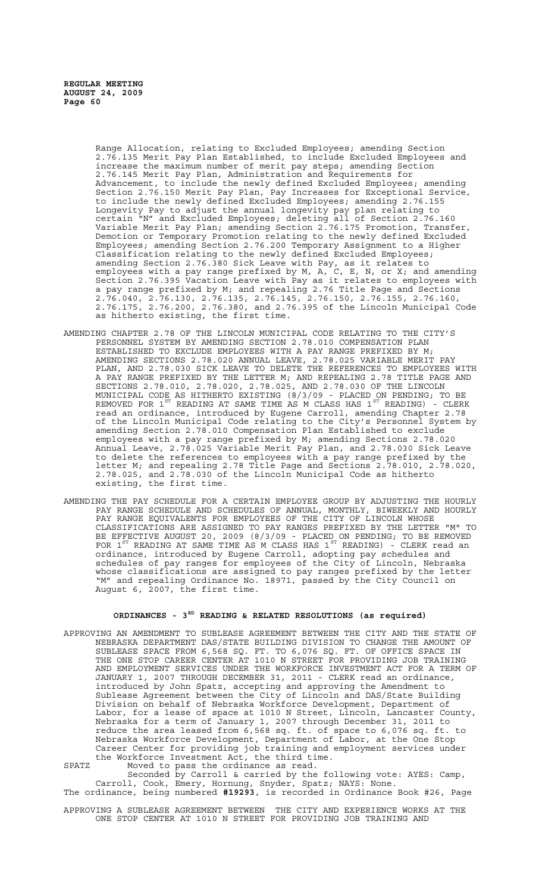Range Allocation, relating to Excluded Employees; amending Section 2.76.135 Merit Pay Plan Established, to include Excluded Employees and increase the maximum number of merit pay steps; amending Section 2.76.145 Merit Pay Plan, Administration and Requirements for Advancement, to include the newly defined Excluded Employees; amending Section 2.76.150 Merit Pay Plan, Pay Increases for Exceptional Service, to include the newly defined Excluded Employees; amending 2.76.155 Longevity Pay to adjust the annual longevity pay plan relating to certain "N" and Excluded Employees; deleting all of Section 2.76.160 Variable Merit Pay Plan; amending Section 2.76.175 Promotion, Transfer, Demotion or Temporary Promotion relating to the newly defined Excluded Employees; amending Section 2.76.200 Temporary Assignment to a Higher Classification relating to the newly defined Excluded Employees; amending Section 2.76.380 Sick Leave with Pay, as it relates to employees with a pay range prefixed by M, A, C, E, N, or X; and amending Section 2.76.395 Vacation Leave with Pay as it relates to employees with a pay range prefixed by M; and repealing 2.76 Title Page and Sections 2.76.040, 2.76.130, 2.76.135, 2.76.145, 2.76.150, 2.76.155, 2.76.160, 2.76.175, 2.76.200, 2.76.380, and 2.76.395 of the Lincoln Municipal Code as hitherto existing, the first time.

AMENDING CHAPTER 2.78 OF THE LINCOLN MUNICIPAL CODE RELATING TO THE CITY'S PERSONNEL SYSTEM BY AMENDING SECTION 2.78.010 COMPENSATION PLAN ESTABLISHED TO EXCLUDE EMPLOYEES WITH A PAY RANGE PREFIXED BY M; AMENDING SECTIONS 2.78.020 ANNUAL LEAVE, 2.78.025 VARIABLE MERIT PAY PLAN, AND 2.78.030 SICK LEAVE TO DELETE THE REFERENCES TO EMPLOYEES WITH A PAY RANGE PREFIXED BY THE LETTER M; AND REPEALING 2.78 TITLE PAGE AND SECTIONS 2.78.010, 2.78.020, 2.78.025, AND 2.78.030 OF THE LINCOLN MUNICIPAL CODE AS HITHERTO EXISTING (8/3/09 - PLACED ON PENDING; TO BE REMOVED FOR 1ST READING AT SAME TIME AS M CLASS HAS 1ST READING) - CLERK read an ordinance, introduced by Eugene Carroll, amending Chapter 2.78 of the Lincoln Municipal Code relating to the City's Personnel System by amending Section 2.78.010 Compensation Plan Established to exclude employees with a pay range prefixed by M; amending Sections 2.78.020 Annual Leave, 2.78.025 Variable Merit Pay Plan, and 2.78.030 Sick Leave to delete the references to employees with a pay range prefixed by the letter M; and repealing 2.78 Title Page and Sections 2.78.010, 2.78.020, 2.78.025, and 2.78.030 of the Lincoln Municipal Code as hitherto existing, the first time.

AMENDING THE PAY SCHEDULE FOR A CERTAIN EMPLOYEE GROUP BY ADJUSTING THE HOURLY PAY RANGE SCHEDULE AND SCHEDULES OF ANNUAL, MONTHLY, BIWEEKLY AND HOURLY PAY RANGE EQUIVALENTS FOR EMPLOYEES OF THE CITY OF LINCOLN WHOSE CLASSIFICATIONS ARE ASSIGNED TO PAY RANGES PREFIXED BY THE LETTER "M" TO BE EFFECTIVE AUGUST 20, 2009 (8/3/09 - PLACED ON PENDING; TO BE REMOVED FOR 1ST READING AT SAME TIME AS M CLASS HAS 1ST READING) - CLERK read an ordinance, introduced by Eugene Carroll, adopting pay schedules and schedules of pay ranges for employees of the City of Lincoln, Nebraska whose classifications are assigned to pay ranges prefixed by the letter "M" and repealing Ordinance No. 18971, passed by the City Council on August 6, 2007, the first time.

## ORDINANCES - 3RD READING & RELATED RESOLUTIONS (as required)

APPROVING AN AMENDMENT TO SUBLEASE AGREEMENT BETWEEN THE CITY AND THE STATE OF NEBRASKA DEPARTMENT DAS/STATE BUILDING DIVISION TO CHANGE THE AMOUNT OF SUBLEASE SPACE FROM 6,568 SQ. FT. TO 6,076 SQ. FT. OF OFFICE SPACE IN THE ONE STOP CAREER CENTER AT 1010 N STREET FOR PROVIDING JOB TRAINING AND EMPLOYMENT SERVICES UNDER THE WORKFORCE INVESTMENT ACT FOR A TERM OF JANUARY 1, 2007 THROUGH DECEMBER 31, 2011 - CLERK read an ordinance, introduced by John Spatz, accepting and approving the Amendment to Sublease Agreement between the City of Lincoln and DAS/State Building Division on behalf of Nebraska Workforce Development, Department of Labor, for a lease of space at 1010 N Street, Lincoln, Lancaster County, Nebraska for a term of January 1, 2007 through December 31, 2011 to reduce the area leased from 6,568 sq. ft. of space to 6,076 sq. ft. to Nebraska Workforce Development, Department of Labor, at the One Stop Career Center for providing job training and employment services under the Workforce Investment Act, the third time.

SPATZ Moved to pass the ordinance as read.

Seconded by Carroll & carried by the following vote: AYES: Camp, Carroll, Cook, Emery, Hornung, Snyder, Spatz; NAYS: None.

The ordinance, being numbered **#19293**, is recorded in Ordinance Book #26, Page

APPROVING A SUBLEASE AGREEMENT BETWEEN THE CITY AND EXPERIENCE WORKS AT THE ONE STOP CENTER AT 1010 N STREET FOR PROVIDING JOB TRAINING AND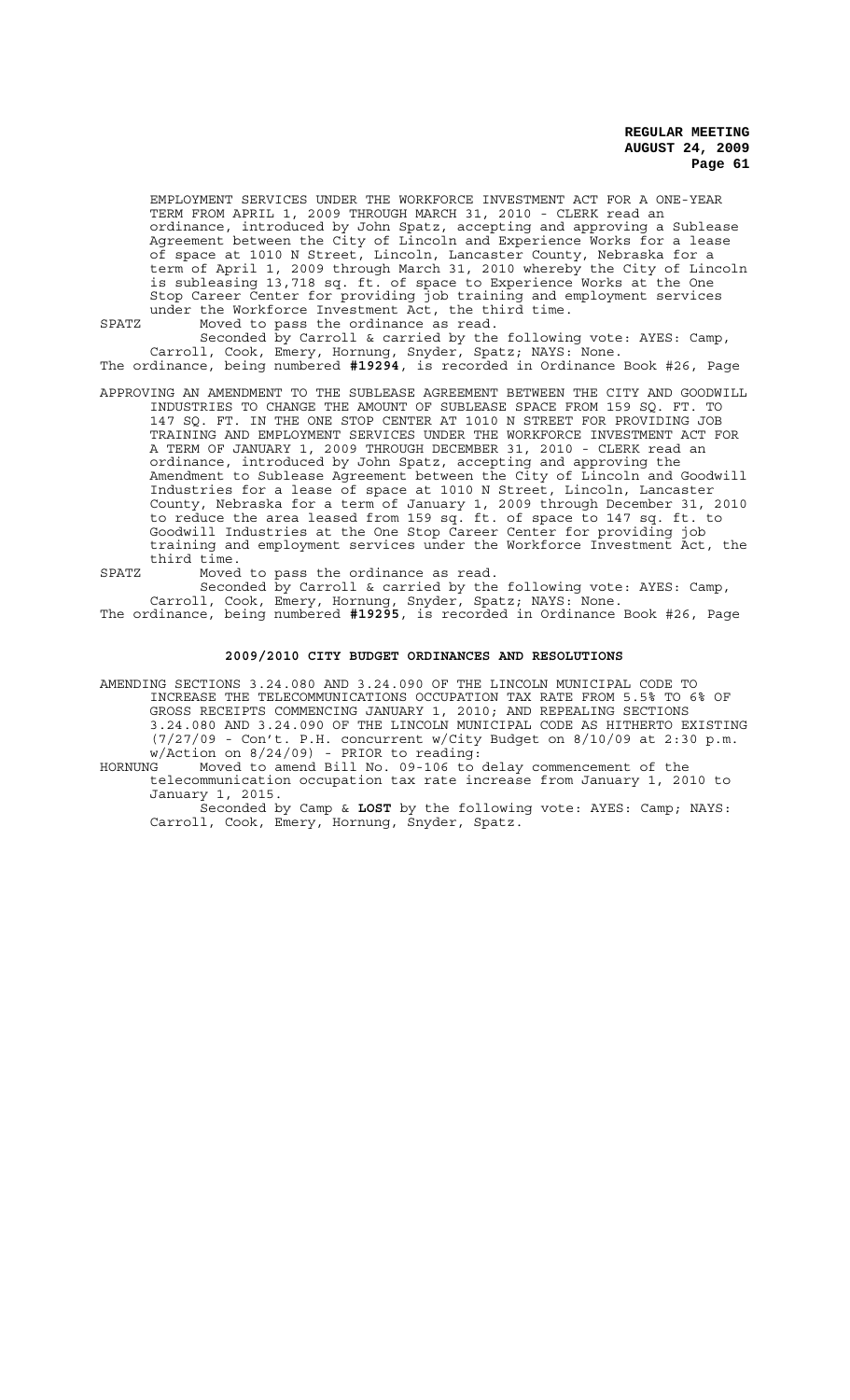EMPLOYMENT SERVICES UNDER THE WORKFORCE INVESTMENT ACT FOR A ONE-YEAR TERM FROM APRIL 1, 2009 THROUGH MARCH 31, 2010 - CLERK read an ordinance, introduced by John Spatz, accepting and approving a Sublease Agreement between the City of Lincoln and Experience Works for a lease of space at 1010 N Street, Lincoln, Lancaster County, Nebraska for a term of April 1, 2009 through March 31, 2010 whereby the City of Lincoln is subleasing 13,718 sq. ft. of space to Experience Works at the One Stop Career Center for providing job training and employment services under the Workforce Investment Act, the third time.

SPATZ Moved to pass the ordinance as read.

Seconded by Carroll & carried by the following vote: AYES: Camp, Carroll, Cook, Emery, Hornung, Snyder, Spatz; NAYS: None.

The ordinance, being numbered **#19294**, is recorded in Ordinance Book #26, Page

APPROVING AN AMENDMENT TO THE SUBLEASE AGREEMENT BETWEEN THE CITY AND GOODWILL INDUSTRIES TO CHANGE THE AMOUNT OF SUBLEASE SPACE FROM 159 SQ. FT. TO 147 SQ. FT. IN THE ONE STOP CENTER AT 1010 N STREET FOR PROVIDING JOB TRAINING AND EMPLOYMENT SERVICES UNDER THE WORKFORCE INVESTMENT ACT FOR A TERM OF JANUARY 1, 2009 THROUGH DECEMBER 31, 2010 - CLERK read an ordinance, introduced by John Spatz, accepting and approving the Amendment to Sublease Agreement between the City of Lincoln and Goodwill Industries for a lease of space at 1010 N Street, Lincoln, Lancaster County, Nebraska for a term of January 1, 2009 through December 31, 2010 to reduce the area leased from 159 sq. ft. of space to 147 sq. ft. to Goodwill Industries at the One Stop Career Center for providing job training and employment services under the Workforce Investment Act, the third time.

SPATZ Moved to pass the ordinance as read.

Seconded by Carroll & carried by the following vote: AYES: Camp, Carroll, Cook, Emery, Hornung, Snyder, Spatz; NAYS: None.

The ordinance, being numbered **#19295**, is recorded in Ordinance Book #26, Page

## 2009/2010 CITY BUDGET ORDINANCES AND RESOLUTIONS

AMENDING SECTIONS 3.24.080 AND 3.24.090 OF THE LINCOLN MUNICIPAL CODE TO INCREASE THE TELECOMMUNICATIONS OCCUPATION TAX RATE FROM 5.5% TO 6% OF GROSS RECEIPTS COMMENCING JANUARY 1, 2010; AND REPEALING SECTIONS 3.24.080 AND 3.24.090 OF THE LINCOLN MUNICIPAL CODE AS HITHERTO EXISTING (7/27/09 - Con't. P.H. concurrent w/City Budget on 8/10/09 at 2:30 p.m. w/Action on 8/24/09) - PRIOR to reading:

HORNUNG Moved to amend Bill No. 09-106 to delay commencement of the telecommunication occupation tax rate increase from January 1, 2010 to January 1, 2015.

Seconded by Camp & **LOST** by the following vote: AYES: Camp; NAYS: Carroll, Cook, Emery, Hornung, Snyder, Spatz.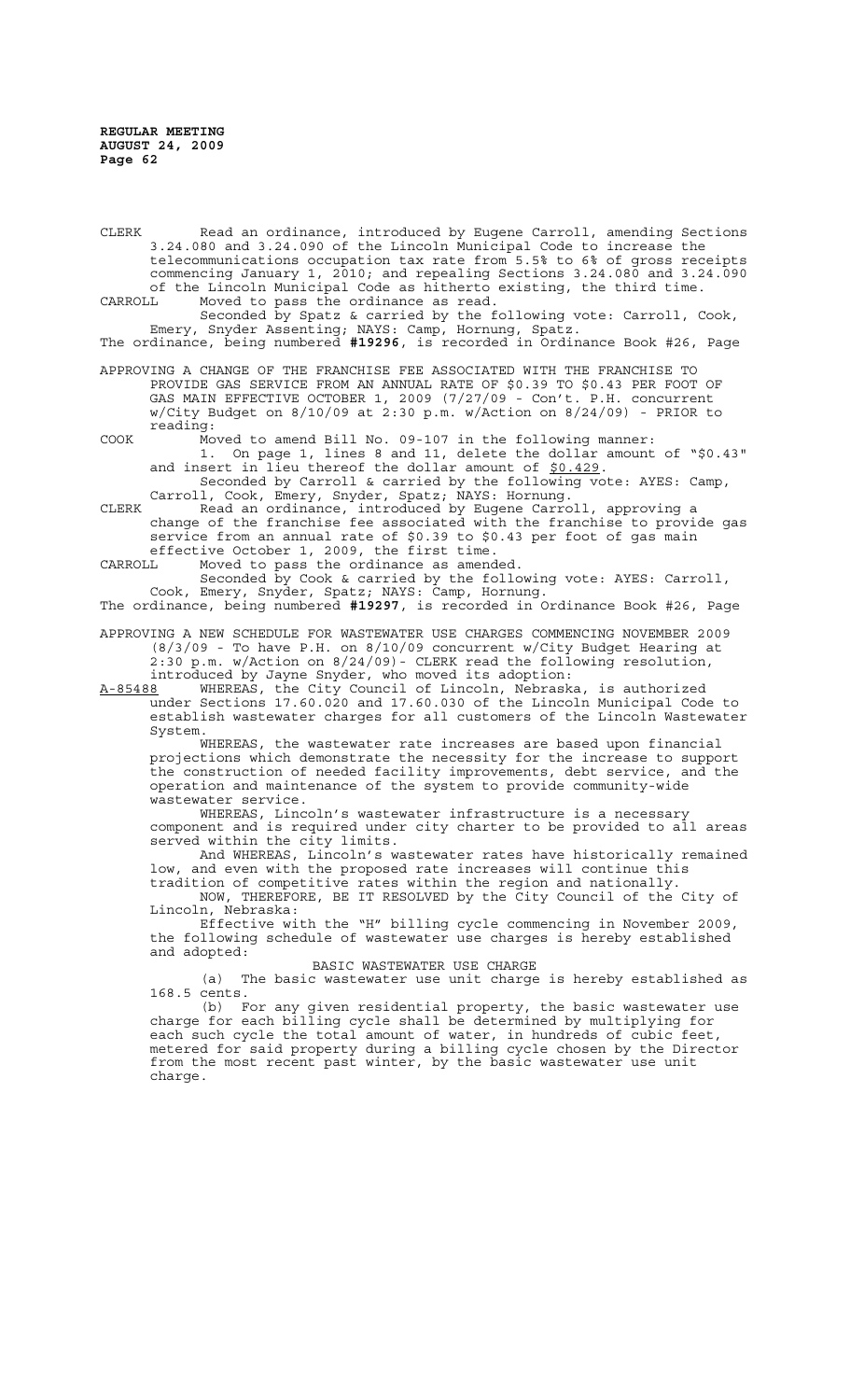CLERK Read an ordinance, introduced by Eugene Carroll, amending Sections 3.24.080 and 3.24.090 of the Lincoln Municipal Code to increase the telecommunications occupation tax rate from 5.5% to 6% of gross receipts commencing January 1, 2010; and repealing Sections 3.24.080 and 3.24.090 of the Lincoln Municipal Code as hitherto existing, the third time.

CARROLL Moved to pass the ordinance as read.

Seconded by Spatz & carried by the following vote: Carroll, Cook, Emery, Snyder Assenting; NAYS: Camp, Hornung, Spatz.

The ordinance, being numbered **#19296**, is recorded in Ordinance Book #26, Page

APPROVING A CHANGE OF THE FRANCHISE FEE ASSOCIATED WITH THE FRANCHISE TO PROVIDE GAS SERVICE FROM AN ANNUAL RATE OF $0.39 TO $0.43 PER FOOT OF GAS MAIN EFFECTIVE OCTOBER 1, 2009 (7/27/09 - Con't. P.H. concurrent w/City Budget on 8/10/09 at 2:30 p.m. w/Action on 8/24/09) - PRIOR to reading:

COOK Moved to amend Bill No. 09-107 in the following manner:

1. On page 1, lines 8 and 11, delete the dollar amount of "$0.43" and insert in lieu thereof the dollar amount of $0.429.

Seconded by Carroll & carried by the following vote: AYES: Camp, Carroll, Cook, Emery, Snyder, Spatz; NAYS: Hornung.

CLERK Read an ordinance, introduced by Eugene Carroll, approving a change of the franchise fee associated with the franchise to provide gas service from an annual rate of $0.39 to $0.43 per foot of gas main effective October 1, 2009, the first time.

CARROLL Moved to pass the ordinance as amended.

Seconded by Cook & carried by the following vote: AYES: Carroll, Cook, Emery, Snyder, Spatz; NAYS: Camp, Hornung.

The ordinance, being numbered **#19297**, is recorded in Ordinance Book #26, Page

APPROVING A NEW SCHEDULE FOR WASTEWATER USE CHARGES COMMENCING NOVEMBER 2009 (8/3/09 - To have P.H. on 8/10/09 concurrent w/City Budget Hearing at 2:30 p.m. w/Action on 8/24/09)- CLERK read the following resolution, introduced by Jayne Snyder, who moved its adoption:

A-85488 WHEREAS, the City Council of Lincoln, Nebraska, is authorized under Sections 17.60.020 and 17.60.030 of the Lincoln Municipal Code to establish wastewater charges for all customers of the Lincoln Wastewater System.

WHEREAS, the wastewater rate increases are based upon financial projections which demonstrate the necessity for the increase to support the construction of needed facility improvements, debt service, and the operation and maintenance of the system to provide community-wide wastewater service.

WHEREAS, Lincoln's wastewater infrastructure is a necessary component and is required under city charter to be provided to all areas served within the city limits.

And WHEREAS, Lincoln's wastewater rates have historically remained low, and even with the proposed rate increases will continue this tradition of competitive rates within the region and nationally.

NOW, THEREFORE, BE IT RESOLVED by the City Council of the City of Lincoln, Nebraska:

Effective with the "H" billing cycle commencing in November 2009, the following schedule of wastewater use charges is hereby established and adopted:

BASIC WASTEWATER USE CHARGE

(a) The basic wastewater use unit charge is hereby established as 168.5 cents.

(b) For any given residential property, the basic wastewater use charge for each billing cycle shall be determined by multiplying for each such cycle the total amount of water, in hundreds of cubic feet, metered for said property during a billing cycle chosen by the Director from the most recent past winter, by the basic wastewater use unit charge.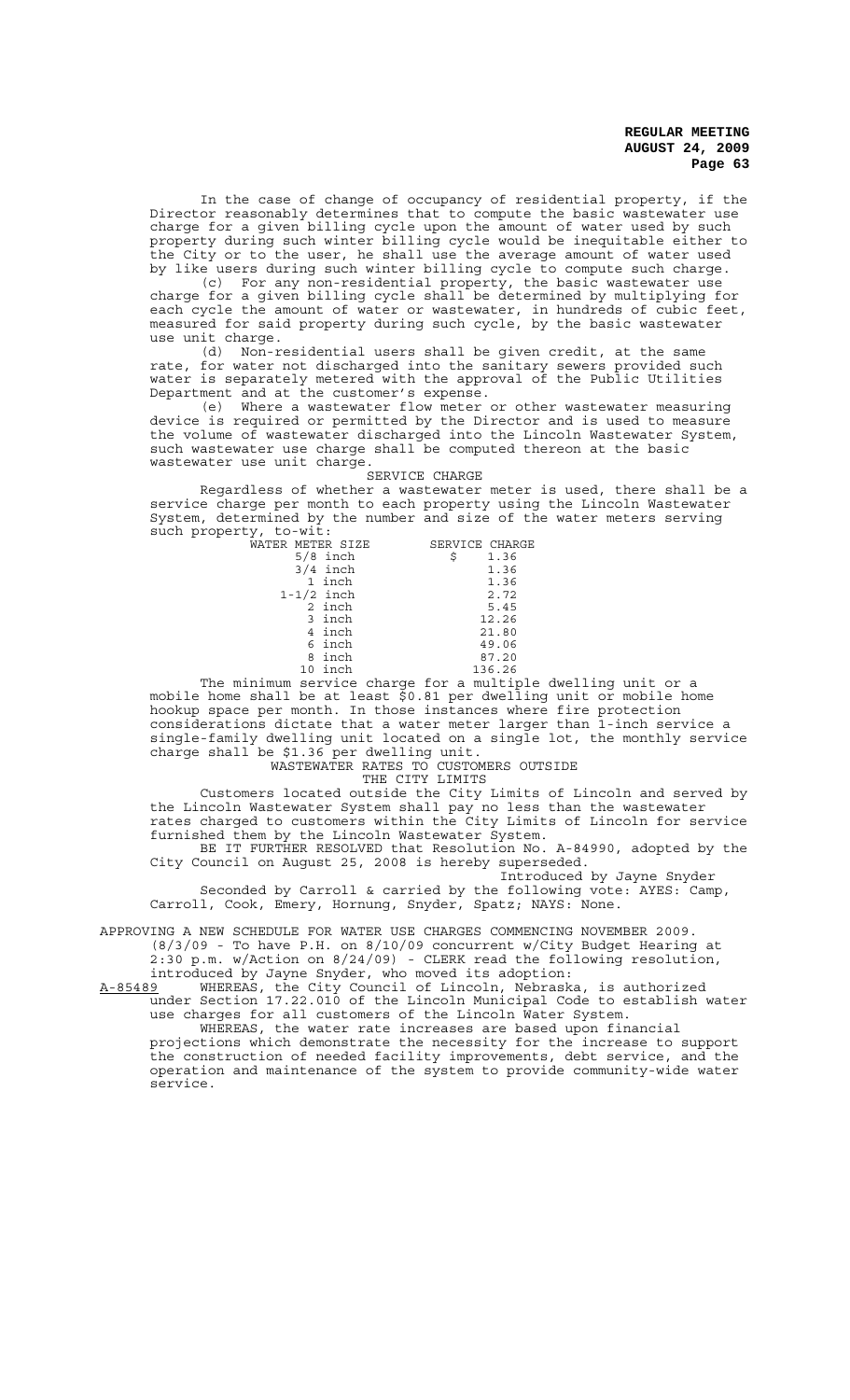In the case of change of occupancy of residential property, if the Director reasonably determines that to compute the basic wastewater use charge for a given billing cycle upon the amount of water used by such property during such winter billing cycle would be inequitable either to the City or to the user, he shall use the average amount of water used by like users during such winter billing cycle to compute such charge.

(c) For any non-residential property, the basic wastewater use charge for a given billing cycle shall be determined by multiplying for each cycle the amount of water or wastewater, in hundreds of cubic feet, measured for said property during such cycle, by the basic wastewater use unit charge.

(d) Non-residential users shall be given credit, at the same rate, for water not discharged into the sanitary sewers provided such water is separately metered with the approval of the Public Utilities Department and at the customer's expense.

(e) Where a wastewater flow meter or other wastewater measuring device is required or permitted by the Director and is used to measure the volume of wastewater discharged into the Lincoln Wastewater System, such wastewater use charge shall be computed thereon at the basic wastewater use unit charge.

SERVICE CHARGE

Regardless of whether a wastewater meter is used, there shall be a service charge per month to each property using the Lincoln Wastewater System, determined by the number and size of the water meters serving such property, to-wit:

| WATER METER SIZE | SERVICE CHARGE |
|---|---|
| 5/8 inch | $ 1.36 |
| 3/4 inch | 1.36 |
| 1 inch | 1.36 |
| 1-1/2 inch | 2.72 |
| 2 inch | 5.45 |
| 3 inch | 12.26 |
| 4 inch | 21.80 |
| 6 inch | 49.06 |
| 8 inch | 87.20 |
| 10 inch | 136.26 |

The minimum service charge for a multiple dwelling unit or a mobile home shall be at least $0.81 per dwelling unit or mobile home hookup space per month. In those instances where fire protection considerations dictate that a water meter larger than 1-inch service a single-family dwelling unit located on a single lot, the monthly service charge shall be $1.36 per dwelling unit.

WASTEWATER RATES TO CUSTOMERS OUTSIDE
THE CITY LIMITS

Customers located outside the City Limits of Lincoln and served by the Lincoln Wastewater System shall pay no less than the wastewater rates charged to customers within the City Limits of Lincoln for service furnished them by the Lincoln Wastewater System.

BE IT FURTHER RESOLVED that Resolution No. A-84990, adopted by the City Council on August 25, 2008 is hereby superseded.

Introduced by Jayne Snyder

Seconded by Carroll & carried by the following vote: AYES: Camp, Carroll, Cook, Emery, Hornung, Snyder, Spatz; NAYS: None.

APPROVING A NEW SCHEDULE FOR WATER USE CHARGES COMMENCING NOVEMBER 2009. (8/3/09 - To have P.H. on 8/10/09 concurrent w/City Budget Hearing at 2:30 p.m. w/Action on 8/24/09) - CLERK read the following resolution, introduced by Jayne Snyder, who moved its adoption:

A-85489 WHEREAS, the City Council of Lincoln, Nebraska, is authorized under Section 17.22.010 of the Lincoln Municipal Code to establish water use charges for all customers of the Lincoln Water System.

WHEREAS, the water rate increases are based upon financial projections which demonstrate the necessity for the increase to support the construction of needed facility improvements, debt service, and the operation and maintenance of the system to provide community-wide water service.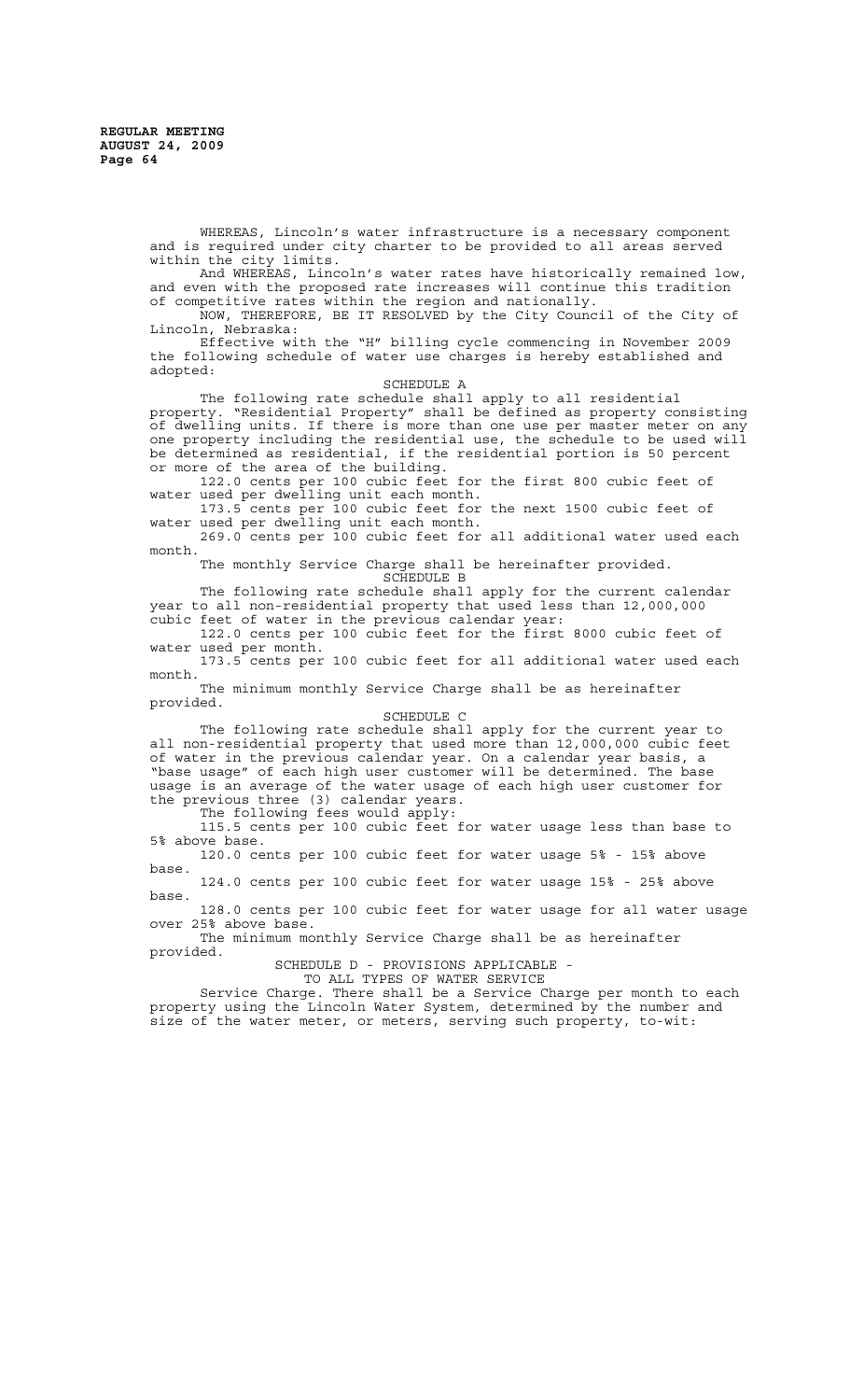WHEREAS, Lincoln's water infrastructure is a necessary component and is required under city charter to be provided to all areas served within the city limits.

And WHEREAS, Lincoln's water rates have historically remained low, and even with the proposed rate increases will continue this tradition of competitive rates within the region and nationally.

NOW, THEREFORE, BE IT RESOLVED by the City Council of the City of Lincoln, Nebraska:

Effective with the "H" billing cycle commencing in November 2009 the following schedule of water use charges is hereby established and adopted:

SCHEDULE A

The following rate schedule shall apply to all residential property. "Residential Property" shall be defined as property consisting of dwelling units. If there is more than one use per master meter on any one property including the residential use, the schedule to be used will be determined as residential, if the residential portion is 50 percent or more of the area of the building.

122.0 cents per 100 cubic feet for the first 800 cubic feet of water used per dwelling unit each month.

173.5 cents per 100 cubic feet for the next 1500 cubic feet of water used per dwelling unit each month.

269.0 cents per 100 cubic feet for all additional water used each month.

The monthly Service Charge shall be hereinafter provided.

SCHEDULE B

The following rate schedule shall apply for the current calendar year to all non-residential property that used less than 12,000,000 cubic feet of water in the previous calendar year:

122.0 cents per 100 cubic feet for the first 8000 cubic feet of water used per month.

173.5 cents per 100 cubic feet for all additional water used each month.

The minimum monthly Service Charge shall be as hereinafter provided.

SCHEDULE C

The following rate schedule shall apply for the current year to all non-residential property that used more than 12,000,000 cubic feet of water in the previous calendar year. On a calendar year basis, a "base usage" of each high user customer will be determined. The base usage is an average of the water usage of each high user customer for the previous three (3) calendar years.

The following fees would apply:

115.5 cents per 100 cubic feet for water usage less than base to 5% above base.

120.0 cents per 100 cubic feet for water usage 5% - 15% above base.

124.0 cents per 100 cubic feet for water usage 15% - 25% above base.

128.0 cents per 100 cubic feet for water usage for all water usage over 25% above base.

The minimum monthly Service Charge shall be as hereinafter provided.

SCHEDULE D - PROVISIONS APPLICABLE - TO ALL TYPES OF WATER SERVICE

Service Charge. There shall be a Service Charge per month to each property using the Lincoln Water System, determined by the number and size of the water meter, or meters, serving such property, to-wit: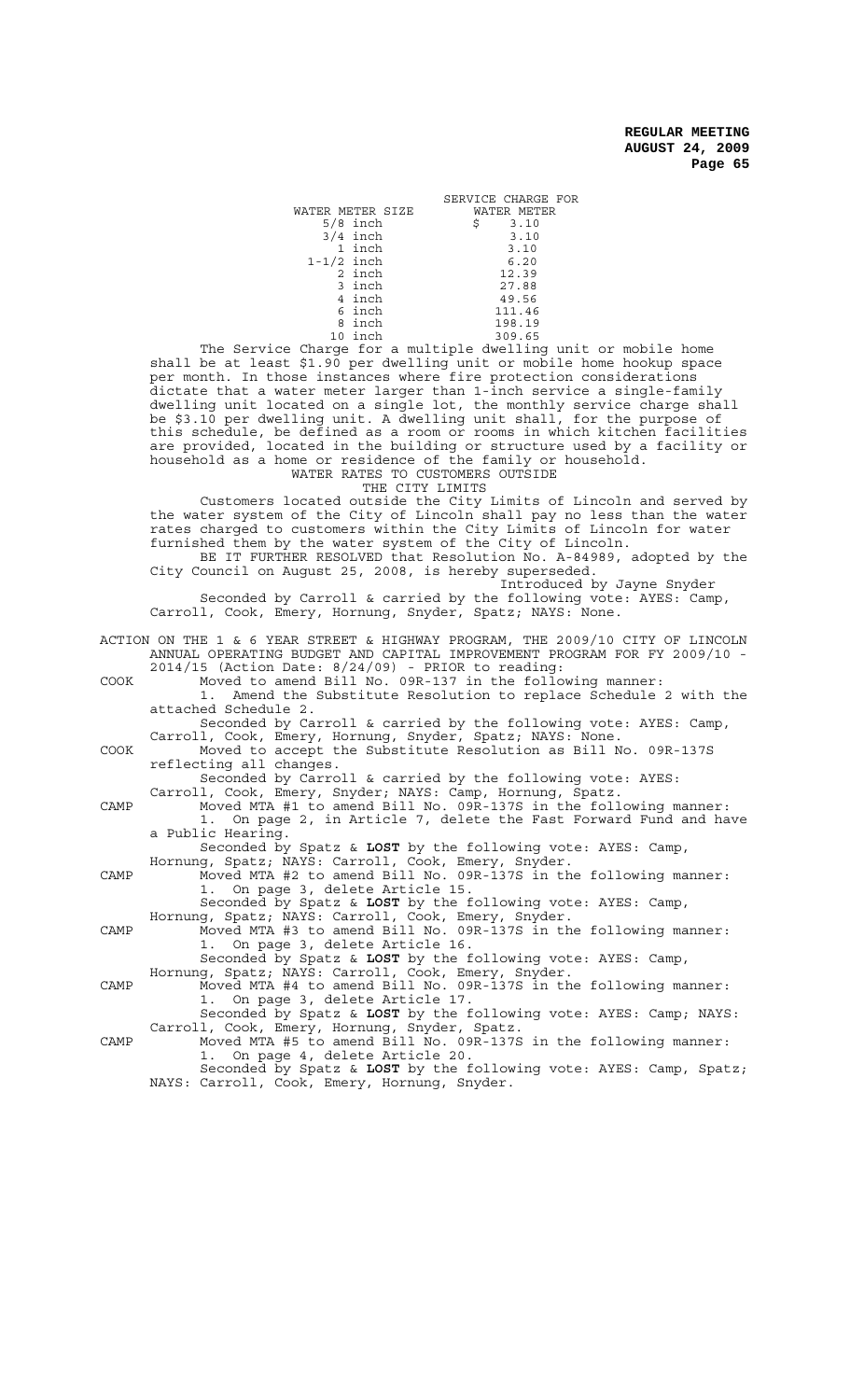| WATER METER SIZE | SERVICE CHARGE FOR WATER METER |
|---|---|
| 5/8 inch | $ 3.10 |
| 3/4 inch | 3.10 |
| 1 inch | 3.10 |
| 1-1/2 inch | 6.20 |
| 2 inch | 12.39 |
| 3 inch | 27.88 |
| 4 inch | 49.56 |
| 6 inch | 111.46 |
| 8 inch | 198.19 |
| 10 inch | 309.65 |

The Service Charge for a multiple dwelling unit or mobile home shall be at least $1.90 per dwelling unit or mobile home hookup space per month. In those instances where fire protection considerations dictate that a water meter larger than 1-inch service a single-family dwelling unit located on a single lot, the monthly service charge shall be $3.10 per dwelling unit. A dwelling unit shall, for the purpose of this schedule, be defined as a room or rooms in which kitchen facilities are provided, located in the building or structure used by a facility or household as a home or residence of the family or household.

WATER RATES TO CUSTOMERS OUTSIDE
THE CITY LIMITS

Customers located outside the City Limits of Lincoln and served by the water system of the City of Lincoln shall pay no less than the water rates charged to customers within the City Limits of Lincoln for water furnished them by the water system of the City of Lincoln.

BE IT FURTHER RESOLVED that Resolution No. A-84989, adopted by the City Council on August 25, 2008, is hereby superseded.

Introduced by Jayne Snyder

Seconded by Carroll & carried by the following vote: AYES: Camp, Carroll, Cook, Emery, Hornung, Snyder, Spatz; NAYS: None.

ACTION ON THE 1 & 6 YEAR STREET & HIGHWAY PROGRAM, THE 2009/10 CITY OF LINCOLN ANNUAL OPERATING BUDGET AND CAPITAL IMPROVEMENT PROGRAM FOR FY 2009/10 - 2014/15 (Action Date: 8/24/09) - PRIOR to reading:

COOK Moved to amend Bill No. 09R-137 in the following manner:
1. Amend the Substitute Resolution to replace Schedule 2 with the attached Schedule 2.
Seconded by Carroll & carried by the following vote: AYES: Camp, Carroll, Cook, Emery, Hornung, Snyder, Spatz; NAYS: None.

COOK Moved to accept the Substitute Resolution as Bill No. 09R-137S reflecting all changes.
Seconded by Carroll & carried by the following vote: AYES: Carroll, Cook, Emery, Snyder; NAYS: Camp, Hornung, Spatz.

CAMP Moved MTA #1 to amend Bill No. 09R-137S in the following manner:
1. On page 2, in Article 7, delete the Fast Forward Fund and have a Public Hearing.
Seconded by Spatz & **LOST** by the following vote: AYES: Camp, Hornung, Spatz; NAYS: Carroll, Cook, Emery, Snyder.

CAMP Moved MTA #2 to amend Bill No. 09R-137S in the following manner:
1. On page 3, delete Article 15.
Seconded by Spatz & **LOST** by the following vote: AYES: Camp, Hornung, Spatz; NAYS: Carroll, Cook, Emery, Snyder.

CAMP Moved MTA #3 to amend Bill No. 09R-137S in the following manner:
1. On page 3, delete Article 16.
Seconded by Spatz & **LOST** by the following vote: AYES: Camp, Hornung, Spatz; NAYS: Carroll, Cook, Emery, Snyder.

CAMP Moved MTA #4 to amend Bill No. 09R-137S in the following manner:
1. On page 3, delete Article 17.
Seconded by Spatz & **LOST** by the following vote: AYES: Camp; NAYS: Carroll, Cook, Emery, Hornung, Snyder, Spatz.

CAMP Moved MTA #5 to amend Bill No. 09R-137S in the following manner:
1. On page 4, delete Article 20.
Seconded by Spatz & **LOST** by the following vote: AYES: Camp, Spatz; NAYS: Carroll, Cook, Emery, Hornung, Snyder.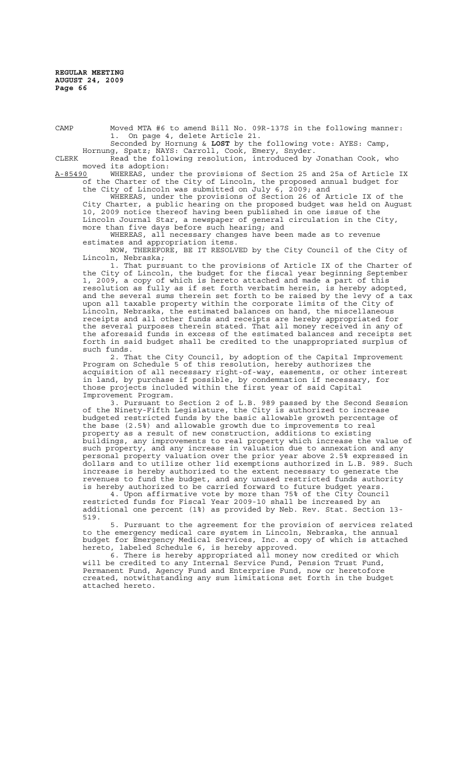CAMP Moved MTA #6 to amend Bill No. 09R-137S in the following manner:
1. On page 4, delete Article 21.
Seconded by Hornung & **LOST** by the following vote: AYES: Camp, Hornung, Spatz; NAYS: Carroll, Cook, Emery, Snyder.

CLERK Read the following resolution, introduced by Jonathan Cook, who moved its adoption:

A-85490 WHEREAS, under the provisions of Section 25 and 25a of Article IX of the Charter of the City of Lincoln, the proposed annual budget for the City of Lincoln was submitted on July 6, 2009; and

WHEREAS, under the provisions of Section 26 of Article IX of the City Charter, a public hearing on the proposed budget was held on August 10, 2009 notice thereof having been published in one issue of the Lincoln Journal Star, a newspaper of general circulation in the City, more than five days before such hearing; and

WHEREAS, all necessary changes have been made as to revenue estimates and appropriation items.

NOW, THEREFORE, BE IT RESOLVED by the City Council of the City of Lincoln, Nebraska;

1. That pursuant to the provisions of Article IX of the Charter of the City of Lincoln, the budget for the fiscal year beginning September 1, 2009, a copy of which is hereto attached and made a part of this resolution as fully as if set forth verbatim herein, is hereby adopted, and the several sums therein set forth to be raised by the levy of a tax upon all taxable property within the corporate limits of the City of Lincoln, Nebraska, the estimated balances on hand, the miscellaneous receipts and all other funds and receipts are hereby appropriated for the several purposes therein stated. That all money received in any of the aforesaid funds in excess of the estimated balances and receipts set forth in said budget shall be credited to the unappropriated surplus of such funds.

2. That the City Council, by adoption of the Capital Improvement Program on Schedule 5 of this resolution, hereby authorizes the acquisition of all necessary right-of-way, easements, or other interest in land, by purchase if possible, by condemnation if necessary, for those projects included within the first year of said Capital Improvement Program.

3. Pursuant to Section 2 of L.B. 989 passed by the Second Session of the Ninety-Fifth Legislature, the City is authorized to increase budgeted restricted funds by the basic allowable growth percentage of the base (2.5%) and allowable growth due to improvements to real property as a result of new construction, additions to existing buildings, any improvements to real property which increase the value of such property, and any increase in valuation due to annexation and any personal property valuation over the prior year above 2.5% expressed in dollars and to utilize other lid exemptions authorized in L.B. 989. Such increase is hereby authorized to the extent necessary to generate the revenues to fund the budget, and any unused restricted funds authority is hereby authorized to be carried forward to future budget years.

4. Upon affirmative vote by more than 75% of the City Council restricted funds for Fiscal Year 2009-10 shall be increased by an additional one percent (1%) as provided by Neb. Rev. Stat. Section 13-519.

5. Pursuant to the agreement for the provision of services related to the emergency medical care system in Lincoln, Nebraska, the annual budget for Emergency Medical Services, Inc. a copy of which is attached hereto, labeled Schedule 6, is hereby approved.

6. There is hereby appropriated all money now credited or which will be credited to any Internal Service Fund, Pension Trust Fund, Permanent Fund, Agency Fund and Enterprise Fund, now or heretofore created, notwithstanding any sum limitations set forth in the budget attached hereto.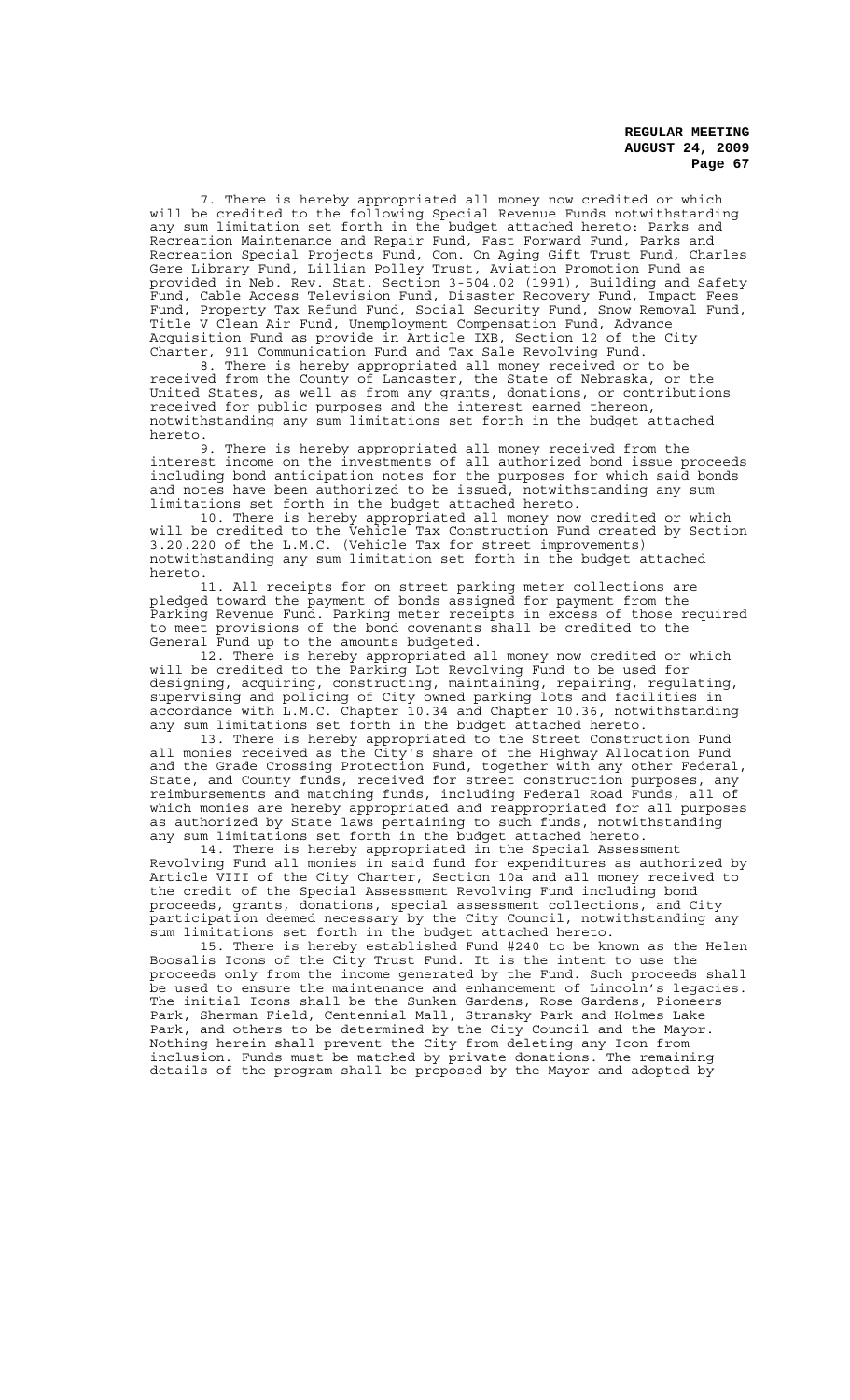7. There is hereby appropriated all money now credited or which will be credited to the following Special Revenue Funds notwithstanding any sum limitation set forth in the budget attached hereto: Parks and Recreation Maintenance and Repair Fund, Fast Forward Fund, Parks and Recreation Special Projects Fund, Com. On Aging Gift Trust Fund, Charles Gere Library Fund, Lillian Polley Trust, Aviation Promotion Fund as provided in Neb. Rev. Stat. Section 3-504.02 (1991), Building and Safety Fund, Cable Access Television Fund, Disaster Recovery Fund, Impact Fees Fund, Property Tax Refund Fund, Social Security Fund, Snow Removal Fund, Title V Clean Air Fund, Unemployment Compensation Fund, Advance Acquisition Fund as provide in Article IXB, Section 12 of the City Charter, 911 Communication Fund and Tax Sale Revolving Fund.

8. There is hereby appropriated all money received or to be received from the County of Lancaster, the State of Nebraska, or the United States, as well as from any grants, donations, or contributions received for public purposes and the interest earned thereon, notwithstanding any sum limitations set forth in the budget attached hereto.

9. There is hereby appropriated all money received from the interest income on the investments of all authorized bond issue proceeds including bond anticipation notes for the purposes for which said bonds and notes have been authorized to be issued, notwithstanding any sum limitations set forth in the budget attached hereto.

10. There is hereby appropriated all money now credited or which will be credited to the Vehicle Tax Construction Fund created by Section 3.20.220 of the L.M.C. (Vehicle Tax for street improvements) notwithstanding any sum limitation set forth in the budget attached hereto.

11. All receipts for on street parking meter collections are pledged toward the payment of bonds assigned for payment from the Parking Revenue Fund. Parking meter receipts in excess of those required to meet provisions of the bond covenants shall be credited to the General Fund up to the amounts budgeted.

12. There is hereby appropriated all money now credited or which will be credited to the Parking Lot Revolving Fund to be used for designing, acquiring, constructing, maintaining, repairing, regulating, supervising and policing of City owned parking lots and facilities in accordance with L.M.C. Chapter 10.34 and Chapter 10.36, notwithstanding any sum limitations set forth in the budget attached hereto.

13. There is hereby appropriated to the Street Construction Fund all monies received as the City's share of the Highway Allocation Fund and the Grade Crossing Protection Fund, together with any other Federal, State, and County funds, received for street construction purposes, any reimbursements and matching funds, including Federal Road Funds, all of which monies are hereby appropriated and reappropriated for all purposes as authorized by State laws pertaining to such funds, notwithstanding any sum limitations set forth in the budget attached hereto.

14. There is hereby appropriated in the Special Assessment Revolving Fund all monies in said fund for expenditures as authorized by Article VIII of the City Charter, Section 10a and all money received to the credit of the Special Assessment Revolving Fund including bond proceeds, grants, donations, special assessment collections, and City participation deemed necessary by the City Council, notwithstanding any sum limitations set forth in the budget attached hereto.

15. There is hereby established Fund #240 to be known as the Helen Boosalis Icons of the City Trust Fund. It is the intent to use the proceeds only from the income generated by the Fund. Such proceeds shall be used to ensure the maintenance and enhancement of Lincoln's legacies. The initial Icons shall be the Sunken Gardens, Rose Gardens, Pioneers Park, Sherman Field, Centennial Mall, Stransky Park and Holmes Lake Park, and others to be determined by the City Council and the Mayor. Nothing herein shall prevent the City from deleting any Icon from inclusion. Funds must be matched by private donations. The remaining details of the program shall be proposed by the Mayor and adopted by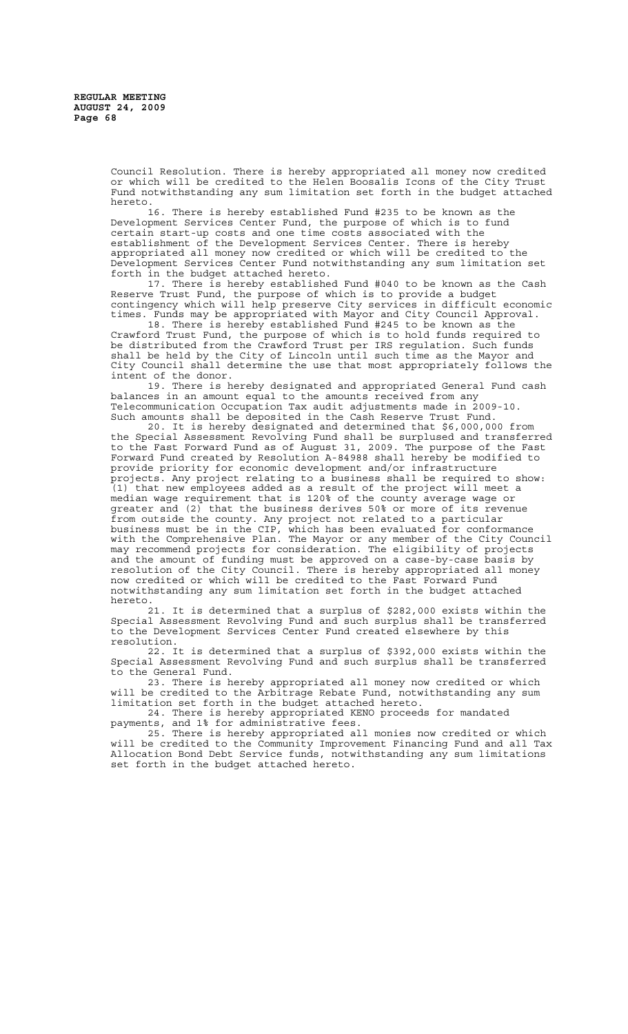Council Resolution. There is hereby appropriated all money now credited or which will be credited to the Helen Boosalis Icons of the City Trust Fund notwithstanding any sum limitation set forth in the budget attached hereto.

16. There is hereby established Fund #235 to be known as the Development Services Center Fund, the purpose of which is to fund certain start-up costs and one time costs associated with the establishment of the Development Services Center. There is hereby appropriated all money now credited or which will be credited to the Development Services Center Fund notwithstanding any sum limitation set forth in the budget attached hereto.

17. There is hereby established Fund #040 to be known as the Cash Reserve Trust Fund, the purpose of which is to provide a budget contingency which will help preserve City services in difficult economic times. Funds may be appropriated with Mayor and City Council Approval.

18. There is hereby established Fund #245 to be known as the Crawford Trust Fund, the purpose of which is to hold funds required to be distributed from the Crawford Trust per IRS regulation. Such funds shall be held by the City of Lincoln until such time as the Mayor and City Council shall determine the use that most appropriately follows the intent of the donor.

19. There is hereby designated and appropriated General Fund cash balances in an amount equal to the amounts received from any Telecommunication Occupation Tax audit adjustments made in 2009-10. Such amounts shall be deposited in the Cash Reserve Trust Fund.

20. It is hereby designated and determined that $6,000,000 from the Special Assessment Revolving Fund shall be surplused and transferred to the Fast Forward Fund as of August 31, 2009. The purpose of the Fast Forward Fund created by Resolution A-84988 shall hereby be modified to provide priority for economic development and/or infrastructure projects. Any project relating to a business shall be required to show: (1) that new employees added as a result of the project will meet a median wage requirement that is 120% of the county average wage or greater and (2) that the business derives 50% or more of its revenue from outside the county. Any project not related to a particular business must be in the CIP, which has been evaluated for conformance with the Comprehensive Plan. The Mayor or any member of the City Council may recommend projects for consideration. The eligibility of projects and the amount of funding must be approved on a case-by-case basis by resolution of the City Council. There is hereby appropriated all money now credited or which will be credited to the Fast Forward Fund notwithstanding any sum limitation set forth in the budget attached hereto.

21. It is determined that a surplus of $282,000 exists within the Special Assessment Revolving Fund and such surplus shall be transferred to the Development Services Center Fund created elsewhere by this resolution.

22. It is determined that a surplus of $392,000 exists within the Special Assessment Revolving Fund and such surplus shall be transferred to the General Fund.

23. There is hereby appropriated all money now credited or which will be credited to the Arbitrage Rebate Fund, notwithstanding any sum limitation set forth in the budget attached hereto.

24. There is hereby appropriated KENO proceeds for mandated payments, and 1% for administrative fees.

25. There is hereby appropriated all monies now credited or which will be credited to the Community Improvement Financing Fund and all Tax Allocation Bond Debt Service funds, notwithstanding any sum limitations set forth in the budget attached hereto.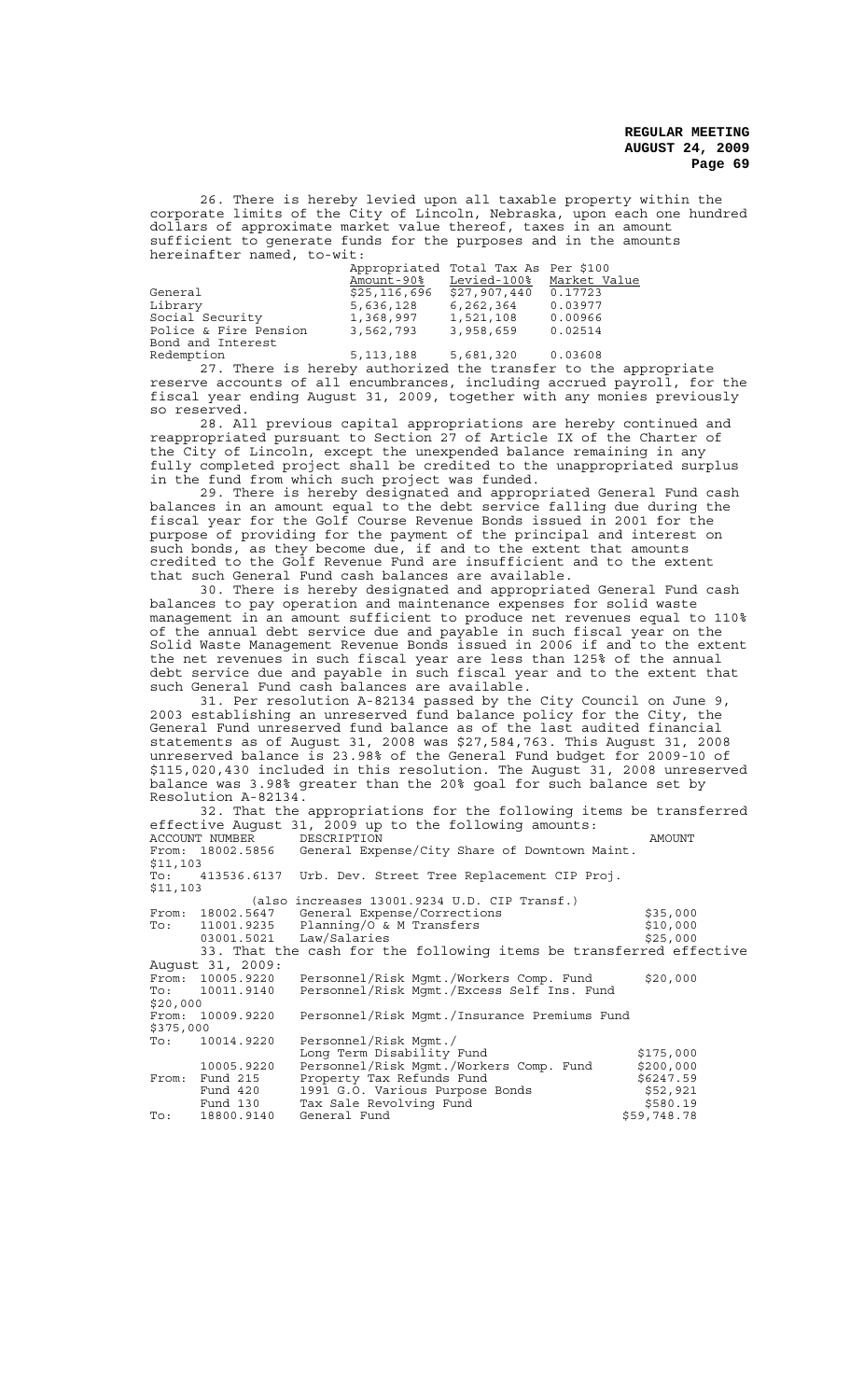26. There is hereby levied upon all taxable property within the corporate limits of the City of Lincoln, Nebraska, upon each one hundred dollars of approximate market value thereof, taxes in an amount sufficient to generate funds for the purposes and in the amounts hereinafter named, to-wit:

| | Appropriated Amount-90% | Total Tax As Levied-100% | Per $100 Market Value |
|---|---|---|---|
| General | $25,116,696 | $27,907,440 | 0.17723 |
| Library | 5,636,128 | 6,262,364 | 0.03977 |
| Social Security | 1,368,997 | 1,521,108 | 0.00966 |
| Police & Fire Pension | 3,562,793 | 3,958,659 | 0.02514 |
| Bond and Interest Redemption | 5,113,188 | 5,681,320 | 0.03608 |

27. There is hereby authorized the transfer to the appropriate reserve accounts of all encumbrances, including accrued payroll, for the fiscal year ending August 31, 2009, together with any monies previously so reserved.

28. All previous capital appropriations are hereby continued and reappropriated pursuant to Section 27 of Article IX of the Charter of the City of Lincoln, except the unexpended balance remaining in any fully completed project shall be credited to the unappropriated surplus in the fund from which such project was funded.

29. There is hereby designated and appropriated General Fund cash balances in an amount equal to the debt service falling due during the fiscal year for the Golf Course Revenue Bonds issued in 2001 for the purpose of providing for the payment of the principal and interest on such bonds, as they become due, if and to the extent that amounts credited to the Golf Revenue Fund are insufficient and to the extent that such General Fund cash balances are available.

30. There is hereby designated and appropriated General Fund cash balances to pay operation and maintenance expenses for solid waste management in an amount sufficient to produce net revenues equal to 110% of the annual debt service due and payable in such fiscal year on the Solid Waste Management Revenue Bonds issued in 2006 if and to the extent the net revenues in such fiscal year are less than 125% of the annual debt service due and payable in such fiscal year and to the extent that such General Fund cash balances are available.

31. Per resolution A-82134 passed by the City Council on June 9, 2003 establishing an unreserved fund balance policy for the City, the General Fund unreserved fund balance as of the last audited financial statements as of August 31, 2008 was $27,584,763. This August 31, 2008 unreserved balance is 23.98% of the General Fund budget for 2009-10 of $115,020,430 included in this resolution. The August 31, 2008 unreserved balance was 3.98% greater than the 20% goal for such balance set by Resolution A-82134.

32. That the appropriations for the following items be transferred effective August 31, 2009 up to the following amounts:

| | ACCOUNT NUMBER | DESCRIPTION | AMOUNT |
|---|---|---|---|
| From: | 18002.5856 | General Expense/City Share of Downtown Maint. | $11,103 |
| To: | 413536.6137 | Urb. Dev. Street Tree Replacement CIP Proj. | $11,103 |
| | | (also increases 13001.9234 U.D. CIP Transf.) | |
| From: | 18002.5647 | General Expense/Corrections | $35,000 |
| To: | 11001.9235 | Planning/O & M Transfers | $10,000 |
| | 03001.5021 | Law/Salaries | $25,000 |

33. That the cash for the following items be transferred effective August 31, 2009:

| | | | |
|---|---|---|---|
| From: | 10005.9220 | Personnel/Risk Mgmt./Workers Comp. Fund | $20,000 |
| To: | 10011.9140 | Personnel/Risk Mgmt./Excess Self Ins. Fund | $20,000 |
| From: | 10009.9220 | Personnel/Risk Mgmt./Insurance Premiums Fund | $375,000 |
| To: | 10014.9220 | Personnel/Risk Mgmt./ Long Term Disability Fund | $175,000 |
| | 10005.9220 | Personnel/Risk Mgmt./Workers Comp. Fund | $200,000 |
| From: | Fund 215 | Property Tax Refunds Fund | $6247.59 |
| | Fund 420 | 1991 G.O. Various Purpose Bonds | $52,921 |
| | Fund 130 | Tax Sale Revolving Fund | $580.19 |
| To: | 18800.9140 | General Fund | $59,748.78 |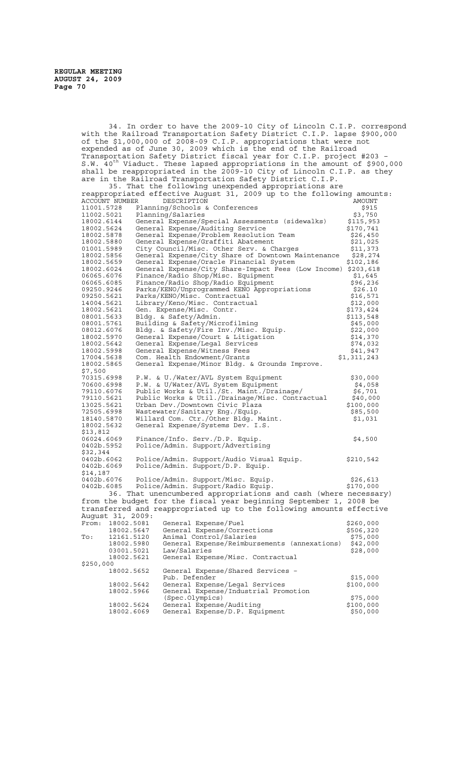34. In order to have the 2009-10 City of Lincoln C.I.P. correspond with the Railroad Transportation Safety District C.I.P. lapse $900,000 of the $1,000,000 of 2008-09 C.I.P. appropriations that were not expended as of June 30, 2009 which is the end of the Railroad Transportation Safety District fiscal year for C.I.P. project #203 - S.W. 40th Viaduct. These lapsed appropriations in the amount of $900,000 shall be reappropriated in the 2009-10 City of Lincoln C.I.P. as they are in the Railroad Transportation Safety District C.I.P.

35. That the following unexpended appropriations are reappropriated effective August 31, 2009 up to the following amounts:

| ACCOUNT NUMBER | DESCRIPTION | AMOUNT |
|---|---|---|
| 11001.5728 | Planning/Schools & Conferences | $915 |
| 11002.5021 | Planning/Salaries | $3,750 |
| 18002.6144 | General Expense/Special Assessments (sidewalks) | $115,953 |
| 18002.5624 | General Expense/Auditing Service | $170,741 |
| 18002.5878 | General Expense/Problem Resolution Team | $26,450 |
| 18002.5880 | General Expense/Graffiti Abatement | $21,025 |
| 01001.5989 | City Council/Misc. Other Serv. & Charges | $11,373 |
| 18002.5856 | General Expense/City Share of Downtown Maintenance | $28,274 |
| 18002.5659 | General Expense/Oracle Financial System | $102,186 |
| 18002.6024 | General Expense/City Share-Impact Fees (Low Income) | $203,618 |
| 06065.6076 | Finance/Radio Shop/Misc. Equipment | $1,645 |
| 06065.6085 | Finance/Radio Shop/Radio Equipment | $96,236 |
| 09250.9246 | Parks/KENO/Unprogrammed KENO Appropriations | $26.10 |
| 09250.5621 | Parks/KENO/Misc. Contractual | $16,571 |
| 14004.5621 | Library/Keno/Misc. Contractual | $12,000 |
| 18002.5621 | Gen. Expense/Misc. Contr. | $173,424 |
| 08001.5633 | Bldg. & Safety/Admin. | $113,548 |
| 08001.5761 | Building & Safety/Microfilming | $45,000 |
| 08012.6076 | Bldg. & Safety/Fire Inv./Misc. Equip. | $22,000 |
| 18002.5970 | General Expense/Court & Litigation | $14,370 |
| 18002.5642 | General Expense/Legal Services | $74,032 |
| 18002.5998 | General Expense/Witness Fees | $41,947 |
| 17004.5638 | Com. Health Endowment/Grants | $1,311,243 |
| 18002.5865 | General Expense/Minor Bldg. & Grounds Improve. | $7,500 |
| 70315.6998 | P.W. & U./Water/AVL System Equipment | $30,000 |
| 70600.6998 | P.W. & U/Water/AVL System Equipment | $4,058 |
| 79110.6076 | Public Works & Util./St. Maint./Drainage/ | $6,701 |
| 79110.5621 | Public Works & Util./Drainage/Misc. Contractual | $40,000 |
| 13025.5621 | Urban Dev./Downtown Civic Plaza | $100,000 |
| 72505.6998 | Wastewater/Sanitary Eng./Equip. | $85,500 |
| 18140.5870 | Willard Com. Ctr./Other Bldg. Maint. | $1,031 |
| 18002.5632 | General Expense/Systems Dev. I.S. | $13,812 |
| 06024.6069 | Finance/Info. Serv./D.P. Equip. | $4,500 |
| 0402b.5952 | Police/Admin. Support/Advertising | $32,344 |
| 0402b.6062 | Police/Admin. Support/Audio Visual Equip. | $210,542 |
| 0402b.6069 | Police/Admin. Support/D.P. Equip. | $14,187 |
| 0402b.6076 | Police/Admin. Support/Misc. Equip. | $26,613 |
| 0402b.6085 | Police/Admin. Support/Radio Equip. | $170,000 |

36. That unencumbered appropriations and cash (where necessary) from the budget for the fiscal year beginning September 1, 2008 be transferred and reappropriated up to the following amounts effective August 31, 2009:

| | ACCOUNT | DESCRIPTION | AMOUNT |
|---|---|---|---|
| From: | 18002.5081 | General Expense/Fuel | $260,000 |
| | 18002.5647 | General Expense/Corrections | $506,320 |
| To: | 12161.5120 | Animal Control/Salaries | $75,000 |
| | 18002.5980 | General Expense/Reimbursements (annexations) | $42,000 |
| | 03001.5021 | Law/Salaries | $28,000 |
| | 18002.5621 | General Expense/Misc. Contractual | $250,000 |
| | 18002.5652 | General Expense/Shared Services - Pub. Defender | $15,000 |
| | 18002.5642 | General Expense/Legal Services | $100,000 |
| | 18002.5966 | General Expense/Industrial Promotion (Spec.Olympics) | $75,000 |
| | 18002.5624 | General Expense/Auditing | $100,000 |
| | 18002.6069 | General Expense/D.P. Equipment | $50,000 |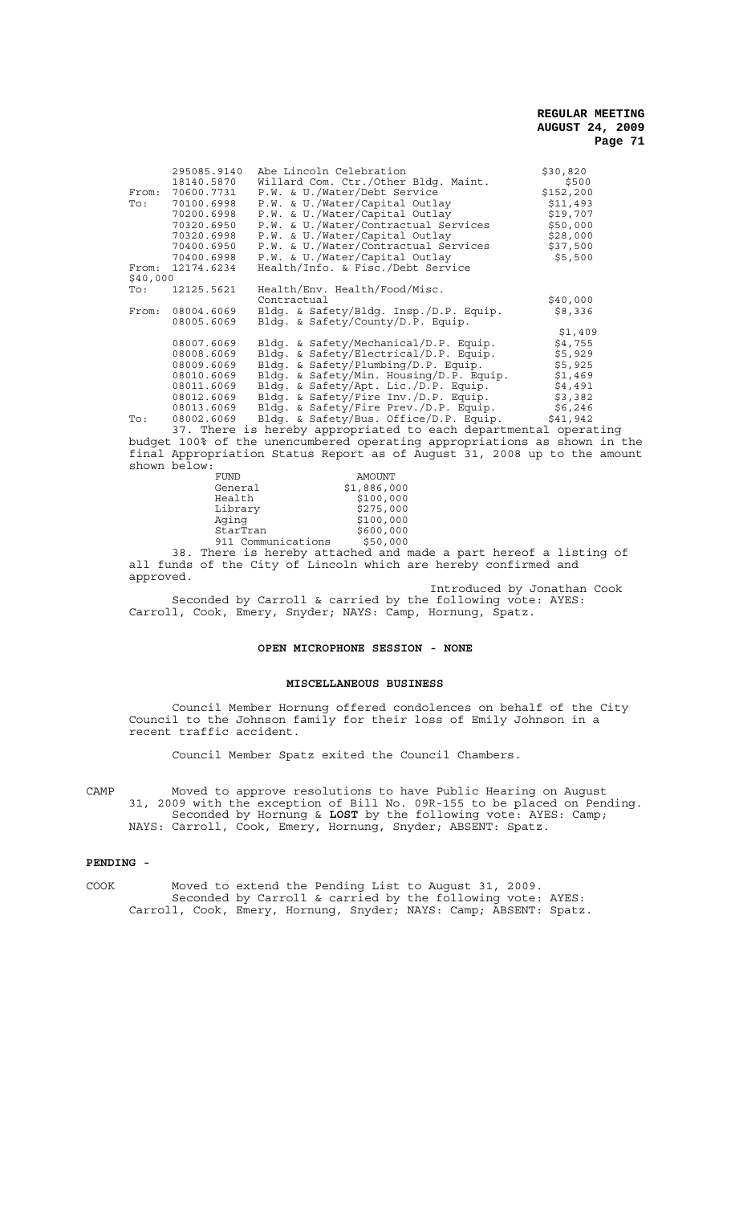| | | | |
|---|---|---|---|
| | 295085.9140 | Abe Lincoln Celebration | $30,820 |
| | 18140.5870 | Willard Com. Ctr./Other Bldg. Maint. | $500 |
| From: | 70600.7731 | P.W. & U./Water/Debt Service | $152,200 |
| To: | 70100.6998 | P.W. & U./Water/Capital Outlay | $11,493 |
| | 70200.6998 | P.W. & U./Water/Capital Outlay | $19,707 |
| | 70320.6950 | P.W. & U./Water/Contractual Services | $50,000 |
| | 70320.6998 | P.W. & U./Water/Capital Outlay | $28,000 |
| | 70400.6950 | P.W. & U./Water/Contractual Services | $37,500 |
| | 70400.6998 | P.W. & U./Water/Capital Outlay | $5,500 |
| From: | 12174.6234 | Health/Info. & Fisc./Debt Service | |
| $40,000 | | | |
| To: | 12125.5621 | Health/Env. Health/Food/Misc. Contractual | $40,000 |
| From: | 08004.6069 | Bldg. & Safety/Bldg. Insp./D.P. Equip. | $8,336 |
| | 08005.6069 | Bldg. & Safety/County/D.P. Equip. | $1,409 |
| | 08007.6069 | Bldg. & Safety/Mechanical/D.P. Equip. | $4,755 |
| | 08008.6069 | Bldg. & Safety/Electrical/D.P. Equip. | $5,929 |
| | 08009.6069 | Bldg. & Safety/Plumbing/D.P. Equip. | $5,925 |
| | 08010.6069 | Bldg. & Safety/Min. Housing/D.P. Equip. | $1,469 |
| | 08011.6069 | Bldg. & Safety/Apt. Lic./D.P. Equip. | $4,491 |
| | 08012.6069 | Bldg. & Safety/Fire Inv./D.P. Equip. | $3,382 |
| | 08013.6069 | Bldg. & Safety/Fire Prev./D.P. Equip. | $6,246 |
| To: | 08002.6069 | Bldg. & Safety/Bus. Office/D.P. Equip. | $41,942 |

37. There is hereby appropriated to each departmental operating budget 100% of the unencumbered operating appropriations as shown in the final Appropriation Status Report as of August 31, 2008 up to the amount shown below:

| FUND | AMOUNT |
|---|---|
| General | $1,886,000 |
| Health | $100,000 |
| Library | $275,000 |
| Aging | $100,000 |
| StarTran | $600,000 |
| 911 Communications | $50,000 |

38. There is hereby attached and made a part hereof a listing of all funds of the City of Lincoln which are hereby confirmed and approved.

Introduced by Jonathan Cook

Seconded by Carroll & carried by the following vote: AYES: Carroll, Cook, Emery, Snyder; NAYS: Camp, Hornung, Spatz.

## OPEN MICROPHONE SESSION - NONE

## MISCELLANEOUS BUSINESS

Council Member Hornung offered condolences on behalf of the City Council to the Johnson family for their loss of Emily Johnson in a recent traffic accident.

Council Member Spatz exited the Council Chambers.

CAMP Moved to approve resolutions to have Public Hearing on August 31, 2009 with the exception of Bill No. 09R-155 to be placed on Pending. Seconded by Hornung & **LOST** by the following vote: AYES: Camp; NAYS: Carroll, Cook, Emery, Hornung, Snyder; ABSENT: Spatz.

**PENDING -**

COOK Moved to extend the Pending List to August 31, 2009. Seconded by Carroll & carried by the following vote: AYES: Carroll, Cook, Emery, Hornung, Snyder; NAYS: Camp; ABSENT: Spatz.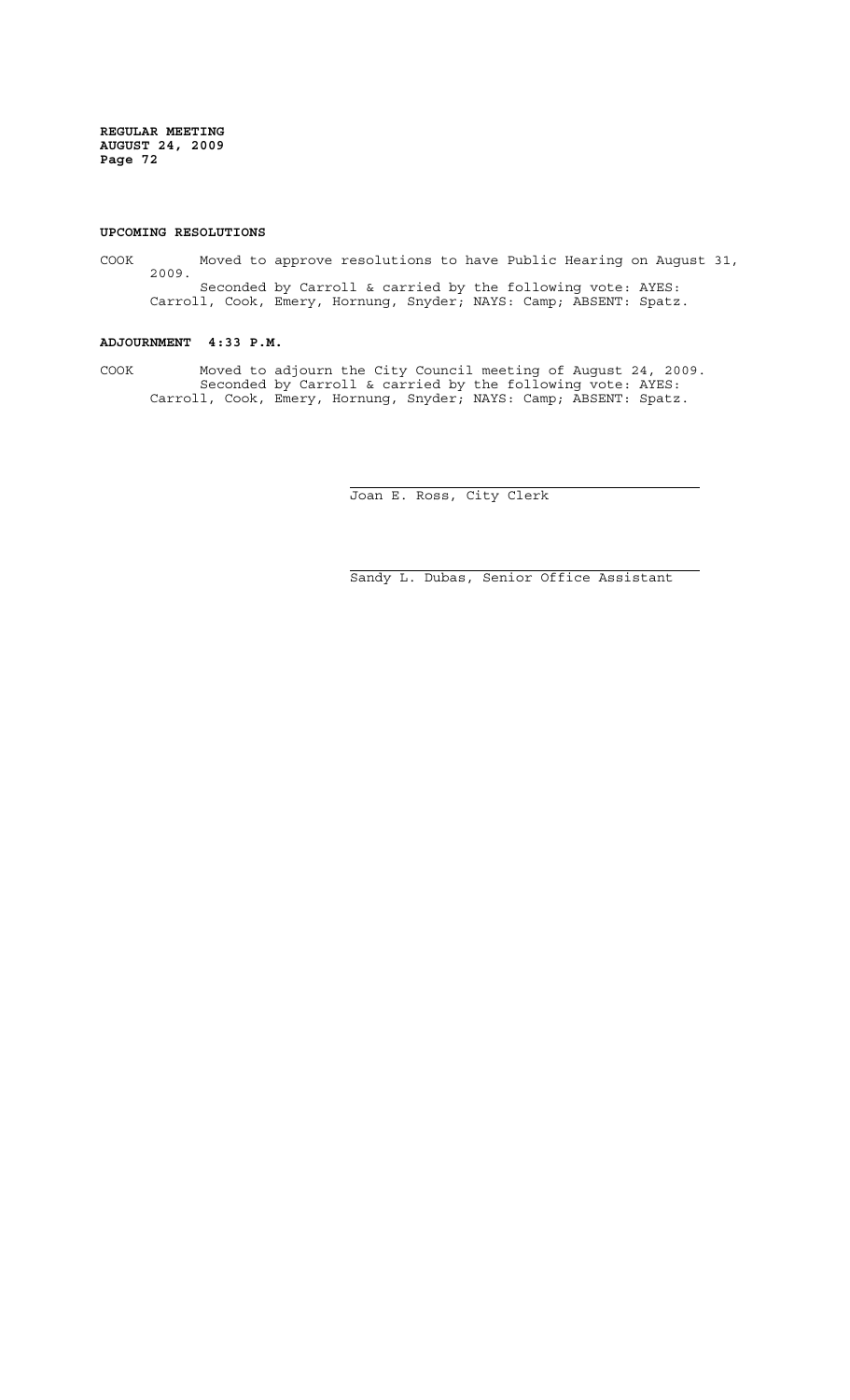**UPCOMING RESOLUTIONS**

COOK Moved to approve resolutions to have Public Hearing on August 31, 2009.

Seconded by Carroll & carried by the following vote: AYES: Carroll, Cook, Emery, Hornung, Snyder; NAYS: Camp; ABSENT: Spatz.

**ADJOURNMENT 4:33 P.M.**

COOK Moved to adjourn the City Council meeting of August 24, 2009.

Seconded by Carroll & carried by the following vote: AYES: Carroll, Cook, Emery, Hornung, Snyder; NAYS: Camp; ABSENT: Spatz.

Joan E. Ross, City Clerk

Sandy L. Dubas, Senior Office Assistant